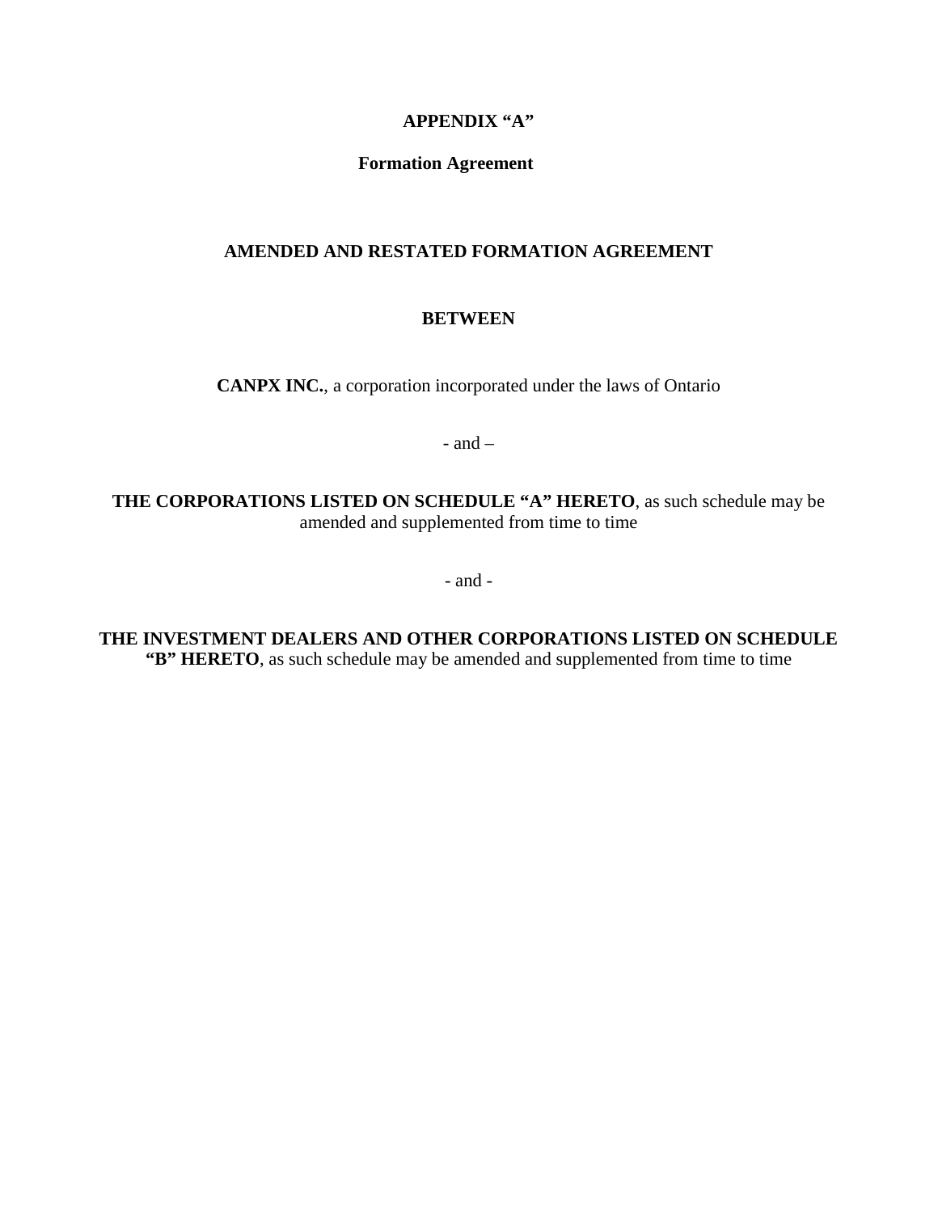**APPENDIX “A”**

**Formation Agreement**

# AMENDED AND RESTATED FORMATION AGREEMENT

**BETWEEN**

**CANPX INC.**, a corporation incorporated under the laws of Ontario

- and –

**THE CORPORATIONS LISTED ON SCHEDULE “A” HERETO**, as such schedule may be amended and supplemented from time to time

- and -

**THE INVESTMENT DEALERS AND OTHER CORPORATIONS LISTED ON SCHEDULE “B” HERETO**, as such schedule may be amended and supplemented from time to time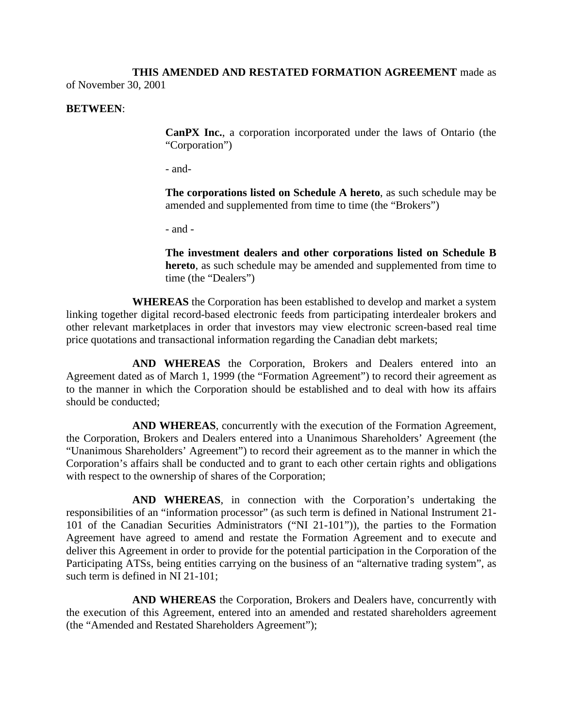**THIS AMENDED AND RESTATED FORMATION AGREEMENT** made as of November 30, 2001

**BETWEEN**:

> **CanPX Inc.**, a corporation incorporated under the laws of Ontario (the "Corporation")
>
> - and-
>
> **The corporations listed on Schedule A hereto**, as such schedule may be amended and supplemented from time to time (the "Brokers")
>
> - and -
>
> **The investment dealers and other corporations listed on Schedule B hereto**, as such schedule may be amended and supplemented from time to time (the "Dealers")

**WHEREAS** the Corporation has been established to develop and market a system linking together digital record-based electronic feeds from participating interdealer brokers and other relevant marketplaces in order that investors may view electronic screen-based real time price quotations and transactional information regarding the Canadian debt markets;

**AND WHEREAS** the Corporation, Brokers and Dealers entered into an Agreement dated as of March 1, 1999 (the "Formation Agreement") to record their agreement as to the manner in which the Corporation should be established and to deal with how its affairs should be conducted;

**AND WHEREAS**, concurrently with the execution of the Formation Agreement, the Corporation, Brokers and Dealers entered into a Unanimous Shareholders' Agreement (the "Unanimous Shareholders' Agreement") to record their agreement as to the manner in which the Corporation's affairs shall be conducted and to grant to each other certain rights and obligations with respect to the ownership of shares of the Corporation;

**AND WHEREAS**, in connection with the Corporation's undertaking the responsibilities of an "information processor" (as such term is defined in National Instrument 21-101 of the Canadian Securities Administrators ("NI 21-101")), the parties to the Formation Agreement have agreed to amend and restate the Formation Agreement and to execute and deliver this Agreement in order to provide for the potential participation in the Corporation of the Participating ATSs, being entities carrying on the business of an "alternative trading system", as such term is defined in NI 21-101;

**AND WHEREAS** the Corporation, Brokers and Dealers have, concurrently with the execution of this Agreement, entered into an amended and restated shareholders agreement (the "Amended and Restated Shareholders Agreement");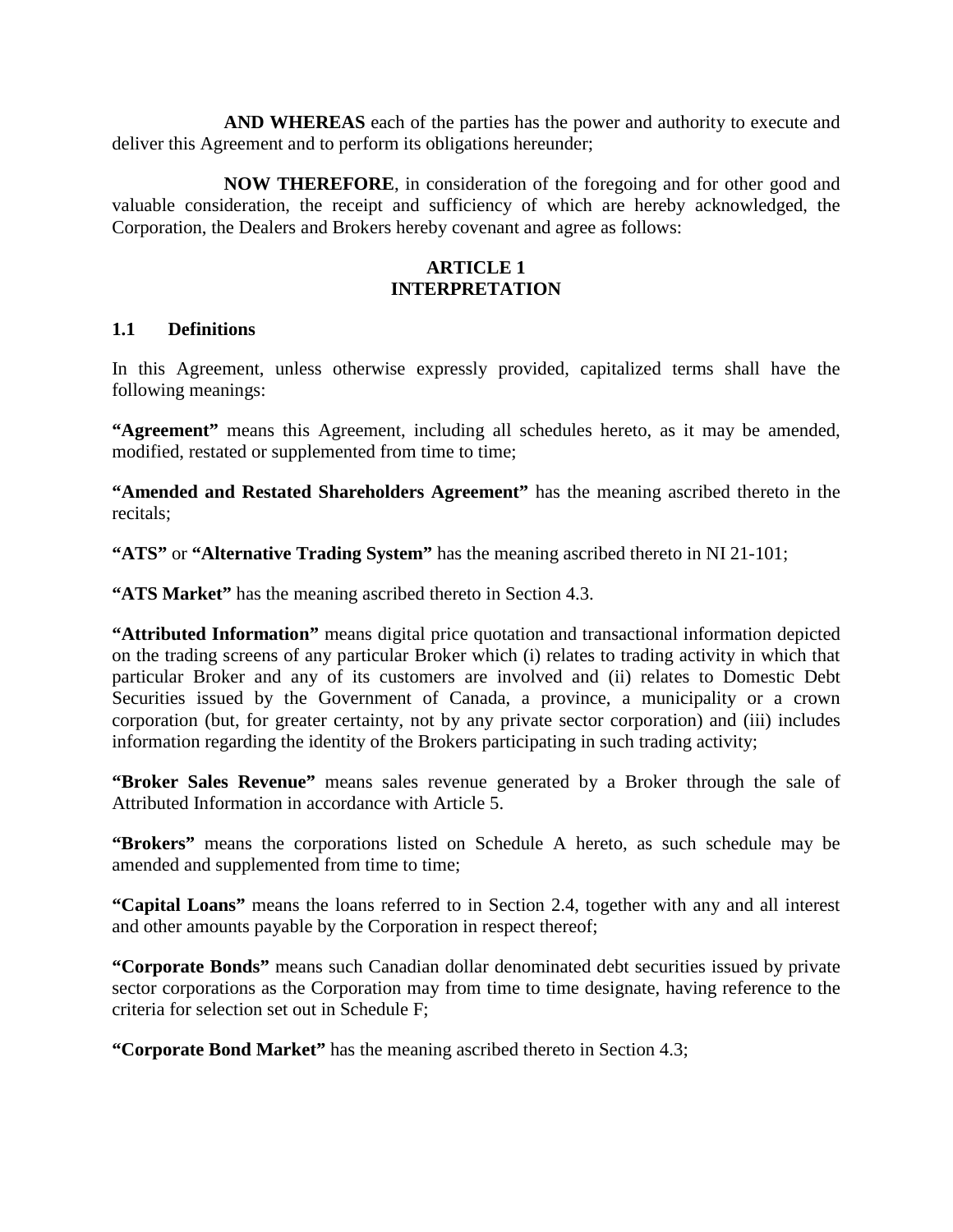**AND WHEREAS** each of the parties has the power and authority to execute and deliver this Agreement and to perform its obligations hereunder;

**NOW THEREFORE**, in consideration of the foregoing and for other good and valuable consideration, the receipt and sufficiency of which are hereby acknowledged, the Corporation, the Dealers and Brokers hereby covenant and agree as follows:

## ARTICLE 1
## INTERPRETATION

### 1.1 Definitions

In this Agreement, unless otherwise expressly provided, capitalized terms shall have the following meanings:

**"Agreement"** means this Agreement, including all schedules hereto, as it may be amended, modified, restated or supplemented from time to time;

**"Amended and Restated Shareholders Agreement"** has the meaning ascribed thereto in the recitals;

**"ATS"** or **"Alternative Trading System"** has the meaning ascribed thereto in NI 21-101;

**"ATS Market"** has the meaning ascribed thereto in Section 4.3.

**"Attributed Information"** means digital price quotation and transactional information depicted on the trading screens of any particular Broker which (i) relates to trading activity in which that particular Broker and any of its customers are involved and (ii) relates to Domestic Debt Securities issued by the Government of Canada, a province, a municipality or a crown corporation (but, for greater certainty, not by any private sector corporation) and (iii) includes information regarding the identity of the Brokers participating in such trading activity;

**"Broker Sales Revenue"** means sales revenue generated by a Broker through the sale of Attributed Information in accordance with Article 5.

**"Brokers"** means the corporations listed on Schedule A hereto, as such schedule may be amended and supplemented from time to time;

**"Capital Loans"** means the loans referred to in Section 2.4, together with any and all interest and other amounts payable by the Corporation in respect thereof;

**"Corporate Bonds"** means such Canadian dollar denominated debt securities issued by private sector corporations as the Corporation may from time to time designate, having reference to the criteria for selection set out in Schedule F;

**"Corporate Bond Market"** has the meaning ascribed thereto in Section 4.3;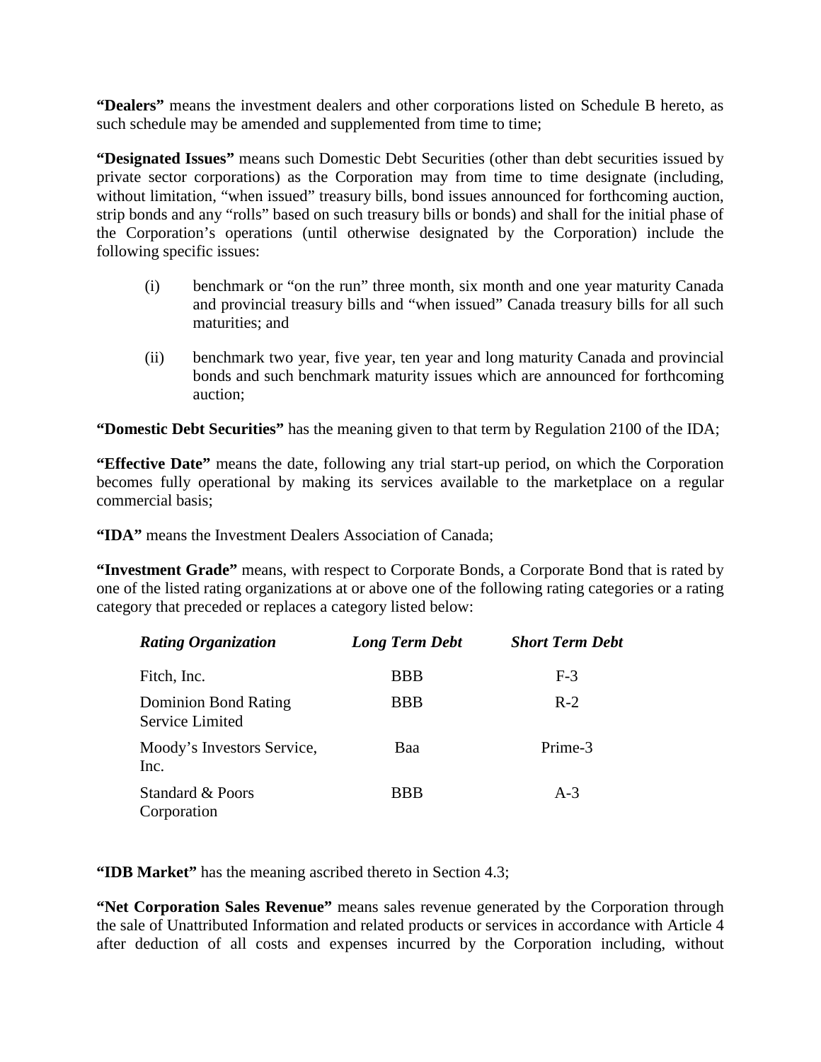**"Dealers"** means the investment dealers and other corporations listed on Schedule B hereto, as such schedule may be amended and supplemented from time to time;

**"Designated Issues"** means such Domestic Debt Securities (other than debt securities issued by private sector corporations) as the Corporation may from time to time designate (including, without limitation, "when issued" treasury bills, bond issues announced for forthcoming auction, strip bonds and any "rolls" based on such treasury bills or bonds) and shall for the initial phase of the Corporation's operations (until otherwise designated by the Corporation) include the following specific issues:

(i) benchmark or "on the run" three month, six month and one year maturity Canada and provincial treasury bills and "when issued" Canada treasury bills for all such maturities; and

(ii) benchmark two year, five year, ten year and long maturity Canada and provincial bonds and such benchmark maturity issues which are announced for forthcoming auction;

**"Domestic Debt Securities"** has the meaning given to that term by Regulation 2100 of the IDA;

**"Effective Date"** means the date, following any trial start-up period, on which the Corporation becomes fully operational by making its services available to the marketplace on a regular commercial basis;

**"IDA"** means the Investment Dealers Association of Canada;

**"Investment Grade"** means, with respect to Corporate Bonds, a Corporate Bond that is rated by one of the listed rating organizations at or above one of the following rating categories or a rating category that preceded or replaces a category listed below:

| *Rating Organization* | *Long Term Debt* | *Short Term Debt* |
|---|---|---|
| Fitch, Inc. | BBB | F-3 |
| Dominion Bond Rating Service Limited | BBB | R-2 |
| Moody's Investors Service, Inc. | Baa | Prime-3 |
| Standard & Poors Corporation | BBB | A-3 |

**"IDB Market"** has the meaning ascribed thereto in Section 4.3;

**"Net Corporation Sales Revenue"** means sales revenue generated by the Corporation through the sale of Unattributed Information and related products or services in accordance with Article 4 after deduction of all costs and expenses incurred by the Corporation including, without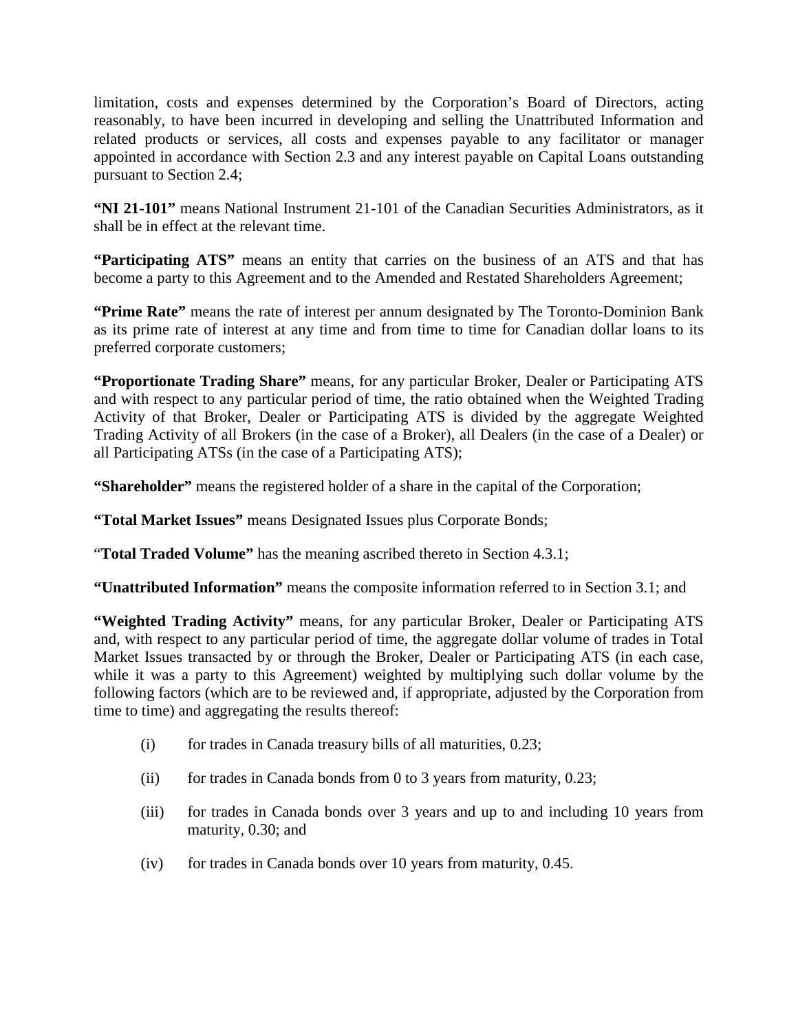limitation, costs and expenses determined by the Corporation's Board of Directors, acting reasonably, to have been incurred in developing and selling the Unattributed Information and related products or services, all costs and expenses payable to any facilitator or manager appointed in accordance with Section 2.3 and any interest payable on Capital Loans outstanding pursuant to Section 2.4;

**"NI 21-101"** means National Instrument 21-101 of the Canadian Securities Administrators, as it shall be in effect at the relevant time.

**"Participating ATS"** means an entity that carries on the business of an ATS and that has become a party to this Agreement and to the Amended and Restated Shareholders Agreement;

**"Prime Rate"** means the rate of interest per annum designated by The Toronto-Dominion Bank as its prime rate of interest at any time and from time to time for Canadian dollar loans to its preferred corporate customers;

**"Proportionate Trading Share"** means, for any particular Broker, Dealer or Participating ATS and with respect to any particular period of time, the ratio obtained when the Weighted Trading Activity of that Broker, Dealer or Participating ATS is divided by the aggregate Weighted Trading Activity of all Brokers (in the case of a Broker), all Dealers (in the case of a Dealer) or all Participating ATSs (in the case of a Participating ATS);

**"Shareholder"** means the registered holder of a share in the capital of the Corporation;

**"Total Market Issues"** means Designated Issues plus Corporate Bonds;

"**Total Traded Volume"** has the meaning ascribed thereto in Section 4.3.1;

**"Unattributed Information"** means the composite information referred to in Section 3.1; and

**"Weighted Trading Activity"** means, for any particular Broker, Dealer or Participating ATS and, with respect to any particular period of time, the aggregate dollar volume of trades in Total Market Issues transacted by or through the Broker, Dealer or Participating ATS (in each case, while it was a party to this Agreement) weighted by multiplying such dollar volume by the following factors (which are to be reviewed and, if appropriate, adjusted by the Corporation from time to time) and aggregating the results thereof:

(i) for trades in Canada treasury bills of all maturities, 0.23;

(ii) for trades in Canada bonds from 0 to 3 years from maturity, 0.23;

(iii) for trades in Canada bonds over 3 years and up to and including 10 years from maturity, 0.30; and

(iv) for trades in Canada bonds over 10 years from maturity, 0.45.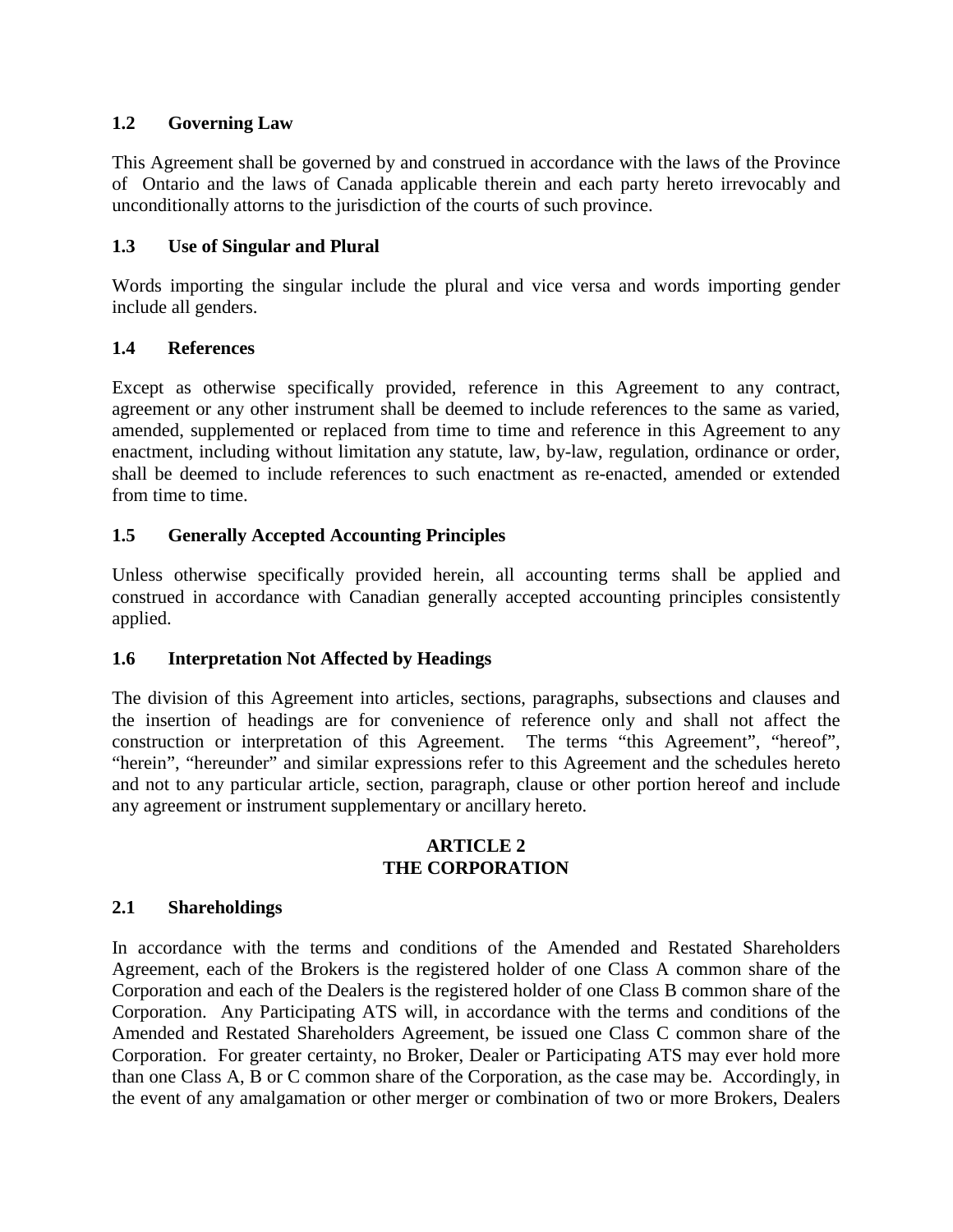### 1.2 Governing Law

This Agreement shall be governed by and construed in accordance with the laws of the Province of Ontario and the laws of Canada applicable therein and each party hereto irrevocably and unconditionally attorns to the jurisdiction of the courts of such province.

### 1.3 Use of Singular and Plural

Words importing the singular include the plural and vice versa and words importing gender include all genders.

### 1.4 References

Except as otherwise specifically provided, reference in this Agreement to any contract, agreement or any other instrument shall be deemed to include references to the same as varied, amended, supplemented or replaced from time to time and reference in this Agreement to any enactment, including without limitation any statute, law, by-law, regulation, ordinance or order, shall be deemed to include references to such enactment as re-enacted, amended or extended from time to time.

### 1.5 Generally Accepted Accounting Principles

Unless otherwise specifically provided herein, all accounting terms shall be applied and construed in accordance with Canadian generally accepted accounting principles consistently applied.

### 1.6 Interpretation Not Affected by Headings

The division of this Agreement into articles, sections, paragraphs, subsections and clauses and the insertion of headings are for convenience of reference only and shall not affect the construction or interpretation of this Agreement. The terms "this Agreement", "hereof", "herein", "hereunder" and similar expressions refer to this Agreement and the schedules hereto and not to any particular article, section, paragraph, clause or other portion hereof and include any agreement or instrument supplementary or ancillary hereto.

## ARTICLE 2
## THE CORPORATION

### 2.1 Shareholdings

In accordance with the terms and conditions of the Amended and Restated Shareholders Agreement, each of the Brokers is the registered holder of one Class A common share of the Corporation and each of the Dealers is the registered holder of one Class B common share of the Corporation. Any Participating ATS will, in accordance with the terms and conditions of the Amended and Restated Shareholders Agreement, be issued one Class C common share of the Corporation. For greater certainty, no Broker, Dealer or Participating ATS may ever hold more than one Class A, B or C common share of the Corporation, as the case may be. Accordingly, in the event of any amalgamation or other merger or combination of two or more Brokers, Dealers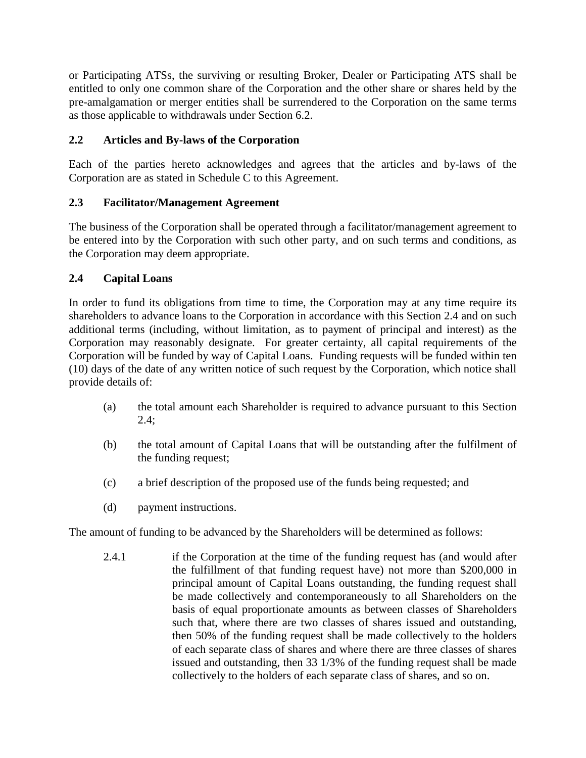or Participating ATSs, the surviving or resulting Broker, Dealer or Participating ATS shall be entitled to only one common share of the Corporation and the other share or shares held by the pre-amalgamation or merger entities shall be surrendered to the Corporation on the same terms as those applicable to withdrawals under Section 6.2.

### 2.2 Articles and By-laws of the Corporation

Each of the parties hereto acknowledges and agrees that the articles and by-laws of the Corporation are as stated in Schedule C to this Agreement.

### 2.3 Facilitator/Management Agreement

The business of the Corporation shall be operated through a facilitator/management agreement to be entered into by the Corporation with such other party, and on such terms and conditions, as the Corporation may deem appropriate.

### 2.4 Capital Loans

In order to fund its obligations from time to time, the Corporation may at any time require its shareholders to advance loans to the Corporation in accordance with this Section 2.4 and on such additional terms (including, without limitation, as to payment of principal and interest) as the Corporation may reasonably designate. For greater certainty, all capital requirements of the Corporation will be funded by way of Capital Loans. Funding requests will be funded within ten (10) days of the date of any written notice of such request by the Corporation, which notice shall provide details of:

(a) the total amount each Shareholder is required to advance pursuant to this Section 2.4;

(b) the total amount of Capital Loans that will be outstanding after the fulfilment of the funding request;

(c) a brief description of the proposed use of the funds being requested; and

(d) payment instructions.

The amount of funding to be advanced by the Shareholders will be determined as follows:

2.4.1 if the Corporation at the time of the funding request has (and would after the fulfillment of that funding request have) not more than $200,000 in principal amount of Capital Loans outstanding, the funding request shall be made collectively and contemporaneously to all Shareholders on the basis of equal proportionate amounts as between classes of Shareholders such that, where there are two classes of shares issued and outstanding, then 50% of the funding request shall be made collectively to the holders of each separate class of shares and where there are three classes of shares issued and outstanding, then 33 1/3% of the funding request shall be made collectively to the holders of each separate class of shares, and so on.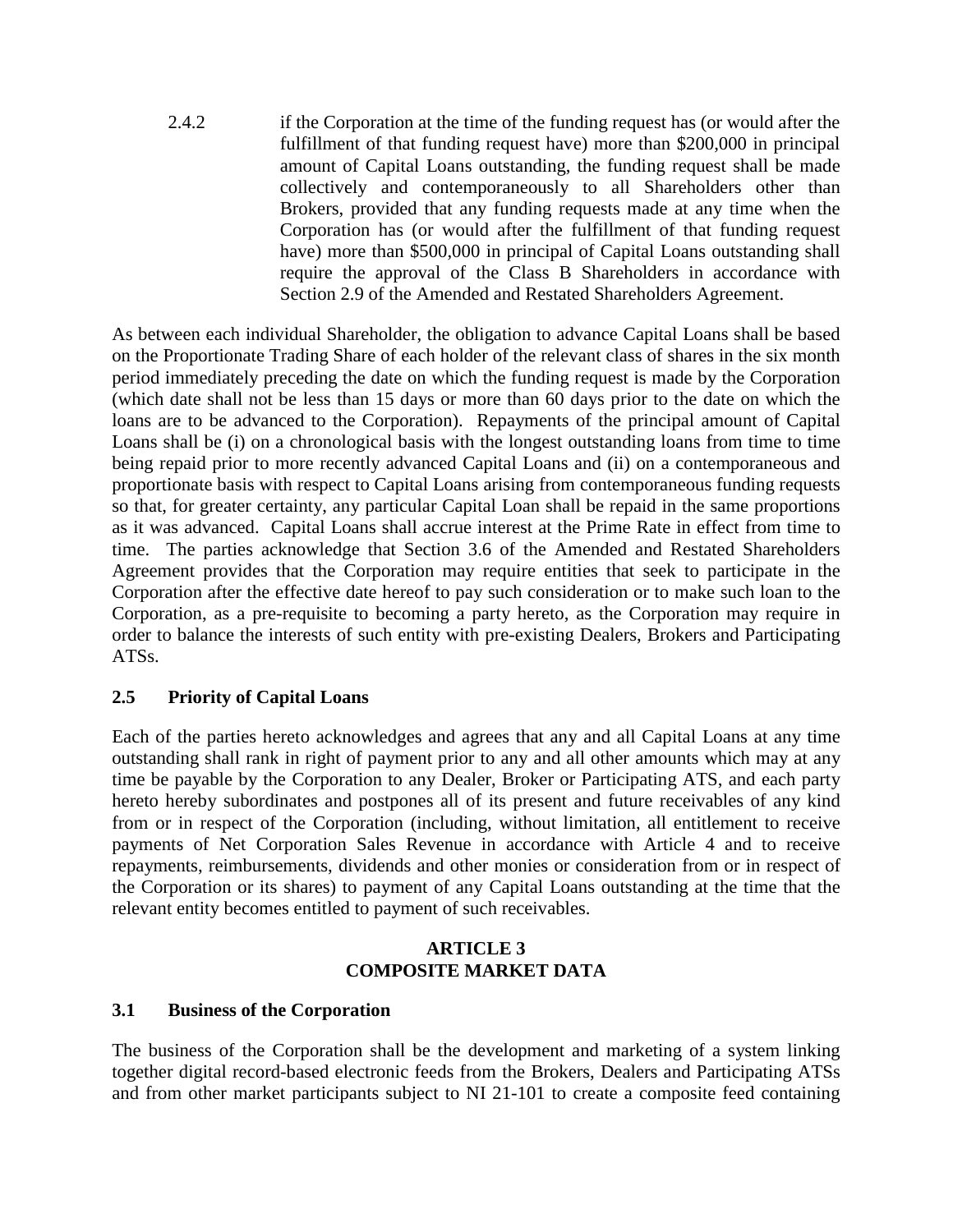2.4.2 if the Corporation at the time of the funding request has (or would after the fulfillment of that funding request have) more than $200,000 in principal amount of Capital Loans outstanding, the funding request shall be made collectively and contemporaneously to all Shareholders other than Brokers, provided that any funding requests made at any time when the Corporation has (or would after the fulfillment of that funding request have) more than $500,000 in principal of Capital Loans outstanding shall require the approval of the Class B Shareholders in accordance with Section 2.9 of the Amended and Restated Shareholders Agreement.

As between each individual Shareholder, the obligation to advance Capital Loans shall be based on the Proportionate Trading Share of each holder of the relevant class of shares in the six month period immediately preceding the date on which the funding request is made by the Corporation (which date shall not be less than 15 days or more than 60 days prior to the date on which the loans are to be advanced to the Corporation). Repayments of the principal amount of Capital Loans shall be (i) on a chronological basis with the longest outstanding loans from time to time being repaid prior to more recently advanced Capital Loans and (ii) on a contemporaneous and proportionate basis with respect to Capital Loans arising from contemporaneous funding requests so that, for greater certainty, any particular Capital Loan shall be repaid in the same proportions as it was advanced. Capital Loans shall accrue interest at the Prime Rate in effect from time to time. The parties acknowledge that Section 3.6 of the Amended and Restated Shareholders Agreement provides that the Corporation may require entities that seek to participate in the Corporation after the effective date hereof to pay such consideration or to make such loan to the Corporation, as a pre-requisite to becoming a party hereto, as the Corporation may require in order to balance the interests of such entity with pre-existing Dealers, Brokers and Participating ATSs.

### 2.5 Priority of Capital Loans

Each of the parties hereto acknowledges and agrees that any and all Capital Loans at any time outstanding shall rank in right of payment prior to any and all other amounts which may at any time be payable by the Corporation to any Dealer, Broker or Participating ATS, and each party hereto hereby subordinates and postpones all of its present and future receivables of any kind from or in respect of the Corporation (including, without limitation, all entitlement to receive payments of Net Corporation Sales Revenue in accordance with Article 4 and to receive repayments, reimbursements, dividends and other monies or consideration from or in respect of the Corporation or its shares) to payment of any Capital Loans outstanding at the time that the relevant entity becomes entitled to payment of such receivables.

## ARTICLE 3
## COMPOSITE MARKET DATA

### 3.1 Business of the Corporation

The business of the Corporation shall be the development and marketing of a system linking together digital record-based electronic feeds from the Brokers, Dealers and Participating ATSs and from other market participants subject to NI 21-101 to create a composite feed containing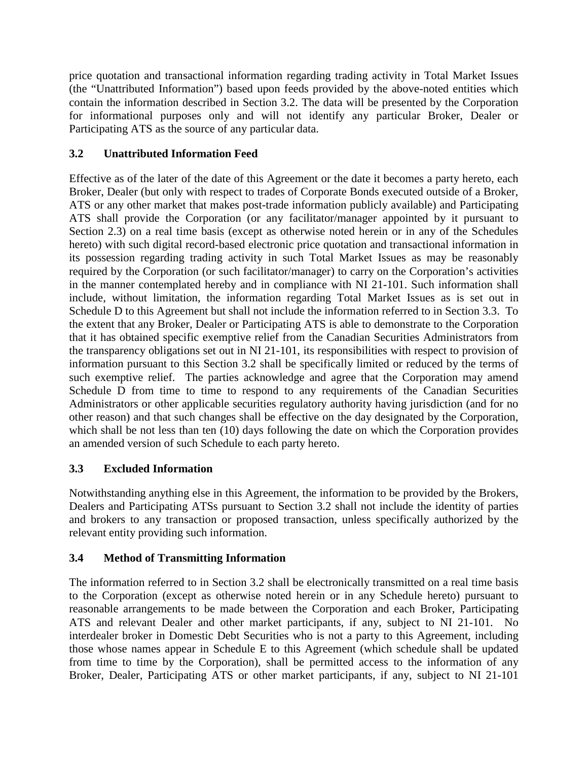price quotation and transactional information regarding trading activity in Total Market Issues (the "Unattributed Information") based upon feeds provided by the above-noted entities which contain the information described in Section 3.2. The data will be presented by the Corporation for informational purposes only and will not identify any particular Broker, Dealer or Participating ATS as the source of any particular data.

### 3.2 Unattributed Information Feed

Effective as of the later of the date of this Agreement or the date it becomes a party hereto, each Broker, Dealer (but only with respect to trades of Corporate Bonds executed outside of a Broker, ATS or any other market that makes post-trade information publicly available) and Participating ATS shall provide the Corporation (or any facilitator/manager appointed by it pursuant to Section 2.3) on a real time basis (except as otherwise noted herein or in any of the Schedules hereto) with such digital record-based electronic price quotation and transactional information in its possession regarding trading activity in such Total Market Issues as may be reasonably required by the Corporation (or such facilitator/manager) to carry on the Corporation's activities in the manner contemplated hereby and in compliance with NI 21-101. Such information shall include, without limitation, the information regarding Total Market Issues as is set out in Schedule D to this Agreement but shall not include the information referred to in Section 3.3. To the extent that any Broker, Dealer or Participating ATS is able to demonstrate to the Corporation that it has obtained specific exemptive relief from the Canadian Securities Administrators from the transparency obligations set out in NI 21-101, its responsibilities with respect to provision of information pursuant to this Section 3.2 shall be specifically limited or reduced by the terms of such exemptive relief. The parties acknowledge and agree that the Corporation may amend Schedule D from time to time to respond to any requirements of the Canadian Securities Administrators or other applicable securities regulatory authority having jurisdiction (and for no other reason) and that such changes shall be effective on the day designated by the Corporation, which shall be not less than ten (10) days following the date on which the Corporation provides an amended version of such Schedule to each party hereto.

### 3.3 Excluded Information

Notwithstanding anything else in this Agreement, the information to be provided by the Brokers, Dealers and Participating ATSs pursuant to Section 3.2 shall not include the identity of parties and brokers to any transaction or proposed transaction, unless specifically authorized by the relevant entity providing such information.

### 3.4 Method of Transmitting Information

The information referred to in Section 3.2 shall be electronically transmitted on a real time basis to the Corporation (except as otherwise noted herein or in any Schedule hereto) pursuant to reasonable arrangements to be made between the Corporation and each Broker, Participating ATS and relevant Dealer and other market participants, if any, subject to NI 21-101. No interdealer broker in Domestic Debt Securities who is not a party to this Agreement, including those whose names appear in Schedule E to this Agreement (which schedule shall be updated from time to time by the Corporation), shall be permitted access to the information of any Broker, Dealer, Participating ATS or other market participants, if any, subject to NI 21-101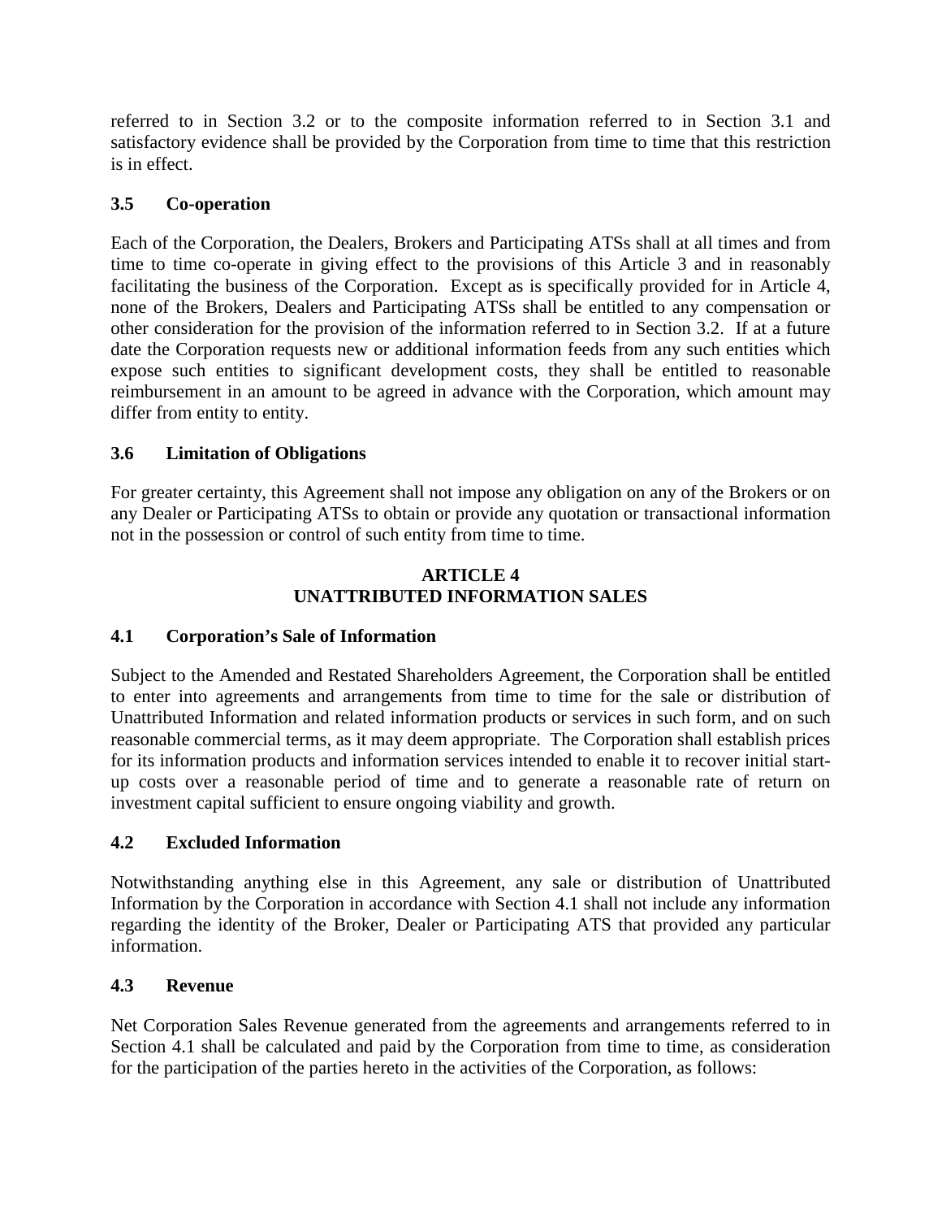referred to in Section 3.2 or to the composite information referred to in Section 3.1 and satisfactory evidence shall be provided by the Corporation from time to time that this restriction is in effect.

### 3.5 Co-operation

Each of the Corporation, the Dealers, Brokers and Participating ATSs shall at all times and from time to time co-operate in giving effect to the provisions of this Article 3 and in reasonably facilitating the business of the Corporation. Except as is specifically provided for in Article 4, none of the Brokers, Dealers and Participating ATSs shall be entitled to any compensation or other consideration for the provision of the information referred to in Section 3.2. If at a future date the Corporation requests new or additional information feeds from any such entities which expose such entities to significant development costs, they shall be entitled to reasonable reimbursement in an amount to be agreed in advance with the Corporation, which amount may differ from entity to entity.

### 3.6 Limitation of Obligations

For greater certainty, this Agreement shall not impose any obligation on any of the Brokers or on any Dealer or Participating ATSs to obtain or provide any quotation or transactional information not in the possession or control of such entity from time to time.

## ARTICLE 4
## UNATTRIBUTED INFORMATION SALES

### 4.1 Corporation's Sale of Information

Subject to the Amended and Restated Shareholders Agreement, the Corporation shall be entitled to enter into agreements and arrangements from time to time for the sale or distribution of Unattributed Information and related information products or services in such form, and on such reasonable commercial terms, as it may deem appropriate. The Corporation shall establish prices for its information products and information services intended to enable it to recover initial start-up costs over a reasonable period of time and to generate a reasonable rate of return on investment capital sufficient to ensure ongoing viability and growth.

### 4.2 Excluded Information

Notwithstanding anything else in this Agreement, any sale or distribution of Unattributed Information by the Corporation in accordance with Section 4.1 shall not include any information regarding the identity of the Broker, Dealer or Participating ATS that provided any particular information.

### 4.3 Revenue

Net Corporation Sales Revenue generated from the agreements and arrangements referred to in Section 4.1 shall be calculated and paid by the Corporation from time to time, as consideration for the participation of the parties hereto in the activities of the Corporation, as follows: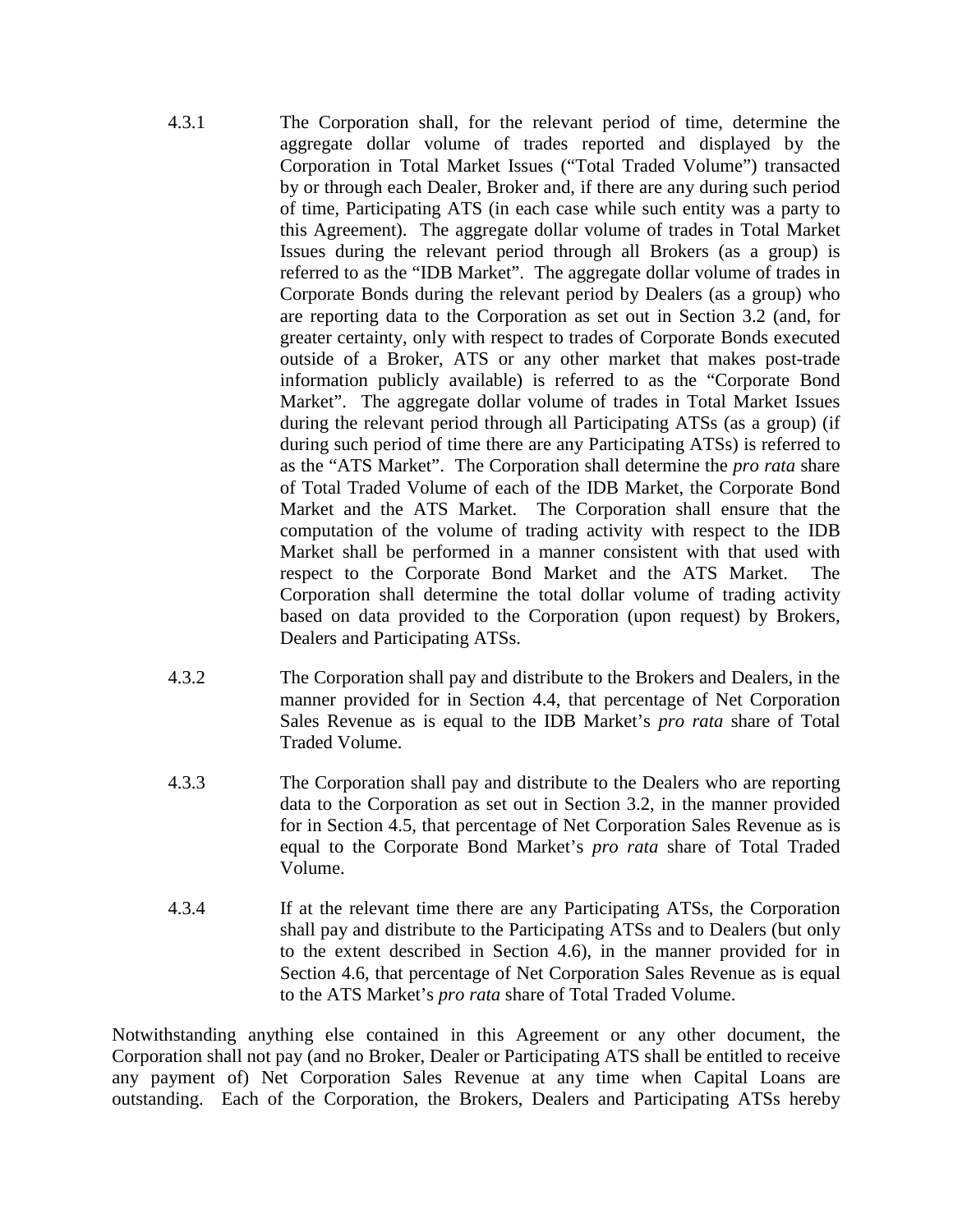4.3.1 The Corporation shall, for the relevant period of time, determine the aggregate dollar volume of trades reported and displayed by the Corporation in Total Market Issues ("Total Traded Volume") transacted by or through each Dealer, Broker and, if there are any during such period of time, Participating ATS (in each case while such entity was a party to this Agreement). The aggregate dollar volume of trades in Total Market Issues during the relevant period through all Brokers (as a group) is referred to as the "IDB Market". The aggregate dollar volume of trades in Corporate Bonds during the relevant period by Dealers (as a group) who are reporting data to the Corporation as set out in Section 3.2 (and, for greater certainty, only with respect to trades of Corporate Bonds executed outside of a Broker, ATS or any other market that makes post-trade information publicly available) is referred to as the "Corporate Bond Market". The aggregate dollar volume of trades in Total Market Issues during the relevant period through all Participating ATSs (as a group) (if during such period of time there are any Participating ATSs) is referred to as the "ATS Market". The Corporation shall determine the *pro rata* share of Total Traded Volume of each of the IDB Market, the Corporate Bond Market and the ATS Market. The Corporation shall ensure that the computation of the volume of trading activity with respect to the IDB Market shall be performed in a manner consistent with that used with respect to the Corporate Bond Market and the ATS Market. The Corporation shall determine the total dollar volume of trading activity based on data provided to the Corporation (upon request) by Brokers, Dealers and Participating ATSs.

4.3.2 The Corporation shall pay and distribute to the Brokers and Dealers, in the manner provided for in Section 4.4, that percentage of Net Corporation Sales Revenue as is equal to the IDB Market's *pro rata* share of Total Traded Volume.

4.3.3 The Corporation shall pay and distribute to the Dealers who are reporting data to the Corporation as set out in Section 3.2, in the manner provided for in Section 4.5, that percentage of Net Corporation Sales Revenue as is equal to the Corporate Bond Market's *pro rata* share of Total Traded Volume.

4.3.4 If at the relevant time there are any Participating ATSs, the Corporation shall pay and distribute to the Participating ATSs and to Dealers (but only to the extent described in Section 4.6), in the manner provided for in Section 4.6, that percentage of Net Corporation Sales Revenue as is equal to the ATS Market's *pro rata* share of Total Traded Volume.

Notwithstanding anything else contained in this Agreement or any other document, the Corporation shall not pay (and no Broker, Dealer or Participating ATS shall be entitled to receive any payment of) Net Corporation Sales Revenue at any time when Capital Loans are outstanding. Each of the Corporation, the Brokers, Dealers and Participating ATSs hereby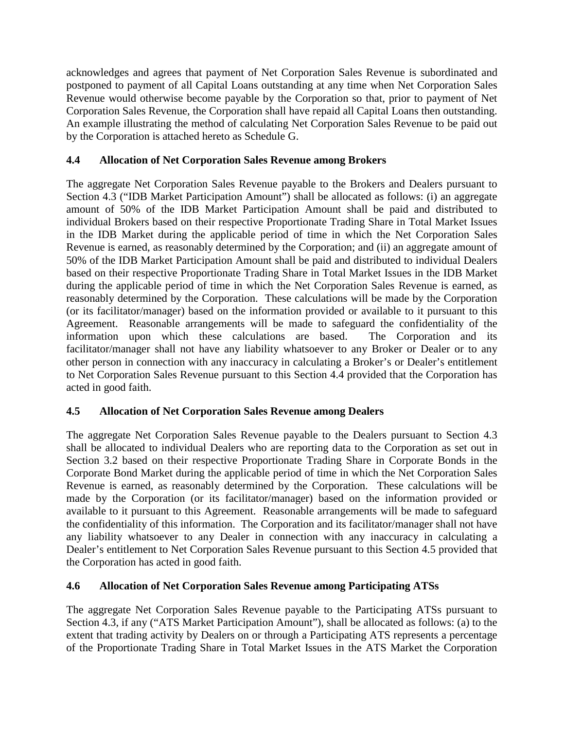acknowledges and agrees that payment of Net Corporation Sales Revenue is subordinated and postponed to payment of all Capital Loans outstanding at any time when Net Corporation Sales Revenue would otherwise become payable by the Corporation so that, prior to payment of Net Corporation Sales Revenue, the Corporation shall have repaid all Capital Loans then outstanding. An example illustrating the method of calculating Net Corporation Sales Revenue to be paid out by the Corporation is attached hereto as Schedule G.

### 4.4 Allocation of Net Corporation Sales Revenue among Brokers

The aggregate Net Corporation Sales Revenue payable to the Brokers and Dealers pursuant to Section 4.3 ("IDB Market Participation Amount") shall be allocated as follows: (i) an aggregate amount of 50% of the IDB Market Participation Amount shall be paid and distributed to individual Brokers based on their respective Proportionate Trading Share in Total Market Issues in the IDB Market during the applicable period of time in which the Net Corporation Sales Revenue is earned, as reasonably determined by the Corporation; and (ii) an aggregate amount of 50% of the IDB Market Participation Amount shall be paid and distributed to individual Dealers based on their respective Proportionate Trading Share in Total Market Issues in the IDB Market during the applicable period of time in which the Net Corporation Sales Revenue is earned, as reasonably determined by the Corporation. These calculations will be made by the Corporation (or its facilitator/manager) based on the information provided or available to it pursuant to this Agreement. Reasonable arrangements will be made to safeguard the confidentiality of the information upon which these calculations are based. The Corporation and its facilitator/manager shall not have any liability whatsoever to any Broker or Dealer or to any other person in connection with any inaccuracy in calculating a Broker's or Dealer's entitlement to Net Corporation Sales Revenue pursuant to this Section 4.4 provided that the Corporation has acted in good faith.

### 4.5 Allocation of Net Corporation Sales Revenue among Dealers

The aggregate Net Corporation Sales Revenue payable to the Dealers pursuant to Section 4.3 shall be allocated to individual Dealers who are reporting data to the Corporation as set out in Section 3.2 based on their respective Proportionate Trading Share in Corporate Bonds in the Corporate Bond Market during the applicable period of time in which the Net Corporation Sales Revenue is earned, as reasonably determined by the Corporation. These calculations will be made by the Corporation (or its facilitator/manager) based on the information provided or available to it pursuant to this Agreement. Reasonable arrangements will be made to safeguard the confidentiality of this information. The Corporation and its facilitator/manager shall not have any liability whatsoever to any Dealer in connection with any inaccuracy in calculating a Dealer's entitlement to Net Corporation Sales Revenue pursuant to this Section 4.5 provided that the Corporation has acted in good faith.

### 4.6 Allocation of Net Corporation Sales Revenue among Participating ATSs

The aggregate Net Corporation Sales Revenue payable to the Participating ATSs pursuant to Section 4.3, if any ("ATS Market Participation Amount"), shall be allocated as follows: (a) to the extent that trading activity by Dealers on or through a Participating ATS represents a percentage of the Proportionate Trading Share in Total Market Issues in the ATS Market the Corporation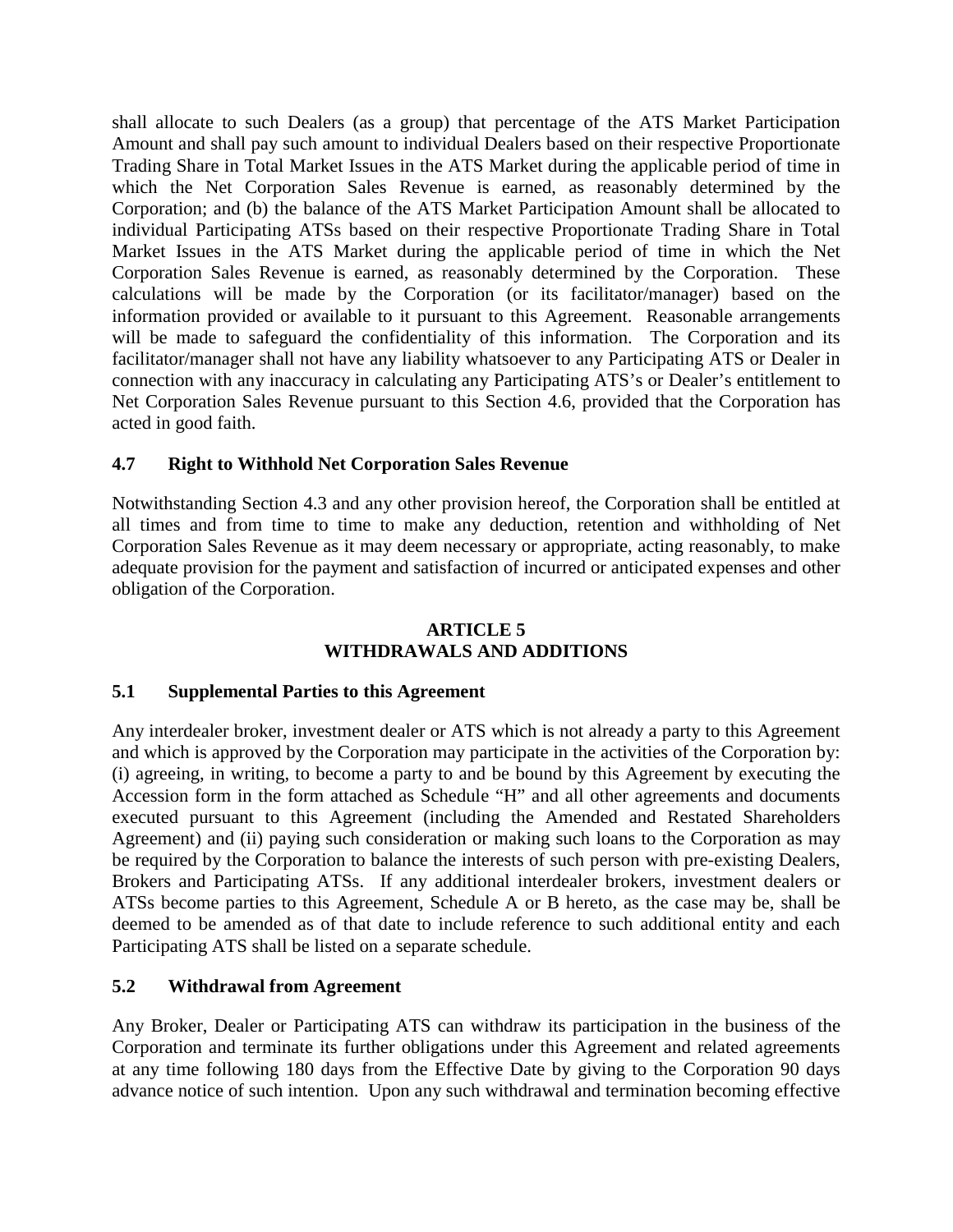shall allocate to such Dealers (as a group) that percentage of the ATS Market Participation Amount and shall pay such amount to individual Dealers based on their respective Proportionate Trading Share in Total Market Issues in the ATS Market during the applicable period of time in which the Net Corporation Sales Revenue is earned, as reasonably determined by the Corporation; and (b) the balance of the ATS Market Participation Amount shall be allocated to individual Participating ATSs based on their respective Proportionate Trading Share in Total Market Issues in the ATS Market during the applicable period of time in which the Net Corporation Sales Revenue is earned, as reasonably determined by the Corporation. These calculations will be made by the Corporation (or its facilitator/manager) based on the information provided or available to it pursuant to this Agreement. Reasonable arrangements will be made to safeguard the confidentiality of this information. The Corporation and its facilitator/manager shall not have any liability whatsoever to any Participating ATS or Dealer in connection with any inaccuracy in calculating any Participating ATS's or Dealer's entitlement to Net Corporation Sales Revenue pursuant to this Section 4.6, provided that the Corporation has acted in good faith.

### 4.7 Right to Withhold Net Corporation Sales Revenue

Notwithstanding Section 4.3 and any other provision hereof, the Corporation shall be entitled at all times and from time to time to make any deduction, retention and withholding of Net Corporation Sales Revenue as it may deem necessary or appropriate, acting reasonably, to make adequate provision for the payment and satisfaction of incurred or anticipated expenses and other obligation of the Corporation.

## ARTICLE 5
## WITHDRAWALS AND ADDITIONS

### 5.1 Supplemental Parties to this Agreement

Any interdealer broker, investment dealer or ATS which is not already a party to this Agreement and which is approved by the Corporation may participate in the activities of the Corporation by: (i) agreeing, in writing, to become a party to and be bound by this Agreement by executing the Accession form in the form attached as Schedule "H" and all other agreements and documents executed pursuant to this Agreement (including the Amended and Restated Shareholders Agreement) and (ii) paying such consideration or making such loans to the Corporation as may be required by the Corporation to balance the interests of such person with pre-existing Dealers, Brokers and Participating ATSs. If any additional interdealer brokers, investment dealers or ATSs become parties to this Agreement, Schedule A or B hereto, as the case may be, shall be deemed to be amended as of that date to include reference to such additional entity and each Participating ATS shall be listed on a separate schedule.

### 5.2 Withdrawal from Agreement

Any Broker, Dealer or Participating ATS can withdraw its participation in the business of the Corporation and terminate its further obligations under this Agreement and related agreements at any time following 180 days from the Effective Date by giving to the Corporation 90 days advance notice of such intention. Upon any such withdrawal and termination becoming effective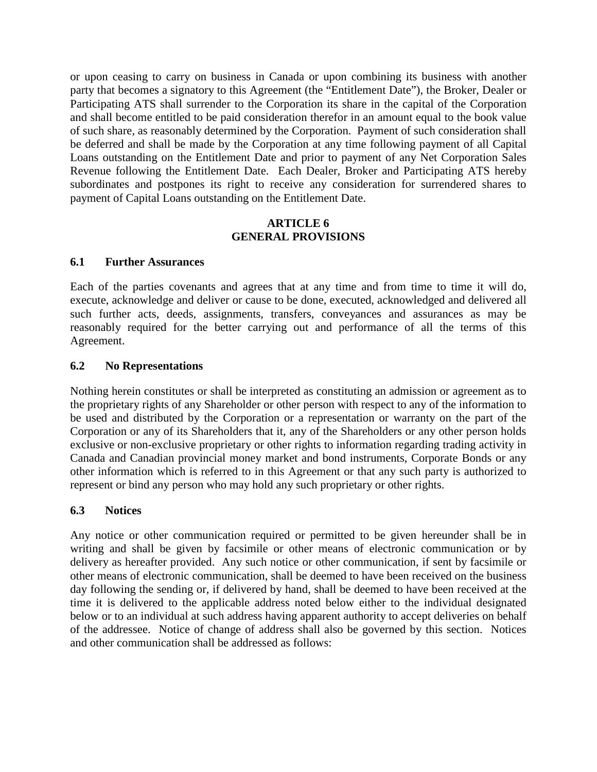or upon ceasing to carry on business in Canada or upon combining its business with another party that becomes a signatory to this Agreement (the "Entitlement Date"), the Broker, Dealer or Participating ATS shall surrender to the Corporation its share in the capital of the Corporation and shall become entitled to be paid consideration therefor in an amount equal to the book value of such share, as reasonably determined by the Corporation. Payment of such consideration shall be deferred and shall be made by the Corporation at any time following payment of all Capital Loans outstanding on the Entitlement Date and prior to payment of any Net Corporation Sales Revenue following the Entitlement Date. Each Dealer, Broker and Participating ATS hereby subordinates and postpones its right to receive any consideration for surrendered shares to payment of Capital Loans outstanding on the Entitlement Date.

## ARTICLE 6
## GENERAL PROVISIONS

### 6.1 Further Assurances

Each of the parties covenants and agrees that at any time and from time to time it will do, execute, acknowledge and deliver or cause to be done, executed, acknowledged and delivered all such further acts, deeds, assignments, transfers, conveyances and assurances as may be reasonably required for the better carrying out and performance of all the terms of this Agreement.

### 6.2 No Representations

Nothing herein constitutes or shall be interpreted as constituting an admission or agreement as to the proprietary rights of any Shareholder or other person with respect to any of the information to be used and distributed by the Corporation or a representation or warranty on the part of the Corporation or any of its Shareholders that it, any of the Shareholders or any other person holds exclusive or non-exclusive proprietary or other rights to information regarding trading activity in Canada and Canadian provincial money market and bond instruments, Corporate Bonds or any other information which is referred to in this Agreement or that any such party is authorized to represent or bind any person who may hold any such proprietary or other rights.

### 6.3 Notices

Any notice or other communication required or permitted to be given hereunder shall be in writing and shall be given by facsimile or other means of electronic communication or by delivery as hereafter provided. Any such notice or other communication, if sent by facsimile or other means of electronic communication, shall be deemed to have been received on the business day following the sending or, if delivered by hand, shall be deemed to have been received at the time it is delivered to the applicable address noted below either to the individual designated below or to an individual at such address having apparent authority to accept deliveries on behalf of the addressee. Notice of change of address shall also be governed by this section. Notices and other communication shall be addressed as follows: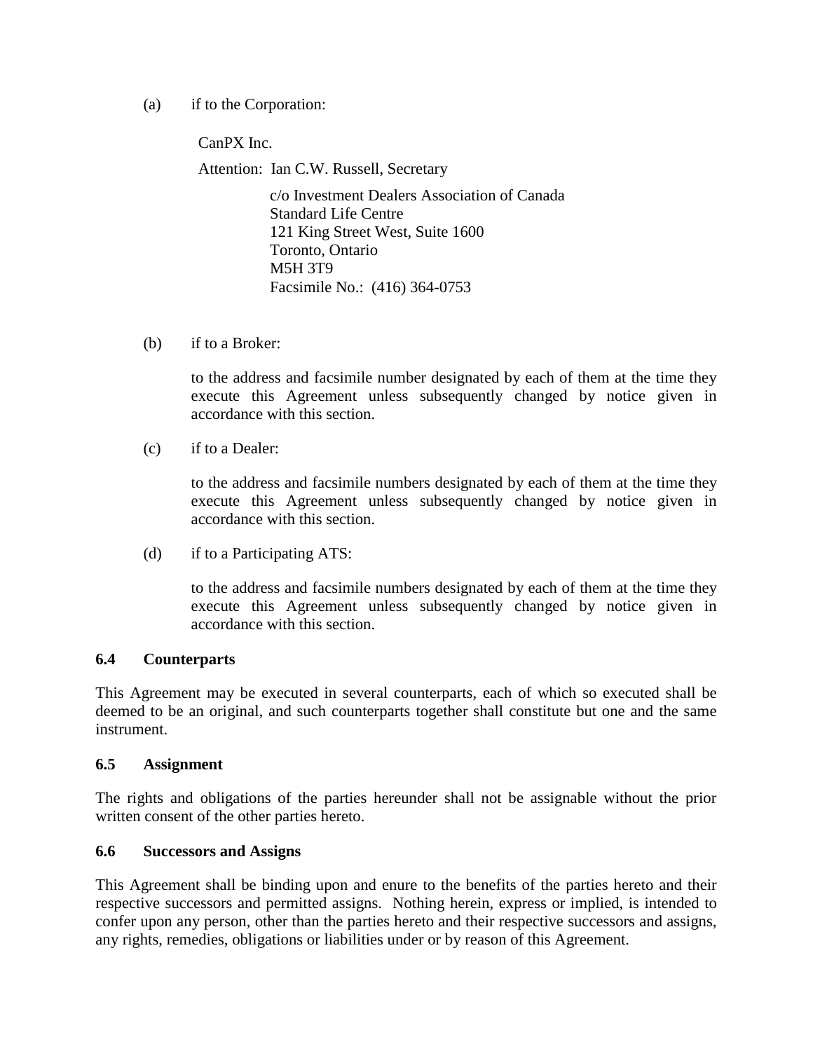(a) if to the Corporation:

CanPX Inc.

Attention: Ian C.W. Russell, Secretary

c/o Investment Dealers Association of Canada
Standard Life Centre
121 King Street West, Suite 1600
Toronto, Ontario
M5H 3T9
Facsimile No.: (416) 364-0753

(b) if to a Broker:

to the address and facsimile number designated by each of them at the time they execute this Agreement unless subsequently changed by notice given in accordance with this section.

(c) if to a Dealer:

to the address and facsimile numbers designated by each of them at the time they execute this Agreement unless subsequently changed by notice given in accordance with this section.

(d) if to a Participating ATS:

to the address and facsimile numbers designated by each of them at the time they execute this Agreement unless subsequently changed by notice given in accordance with this section.

### 6.4 Counterparts

This Agreement may be executed in several counterparts, each of which so executed shall be deemed to be an original, and such counterparts together shall constitute but one and the same instrument.

### 6.5 Assignment

The rights and obligations of the parties hereunder shall not be assignable without the prior written consent of the other parties hereto.

### 6.6 Successors and Assigns

This Agreement shall be binding upon and enure to the benefits of the parties hereto and their respective successors and permitted assigns. Nothing herein, express or implied, is intended to confer upon any person, other than the parties hereto and their respective successors and assigns, any rights, remedies, obligations or liabilities under or by reason of this Agreement.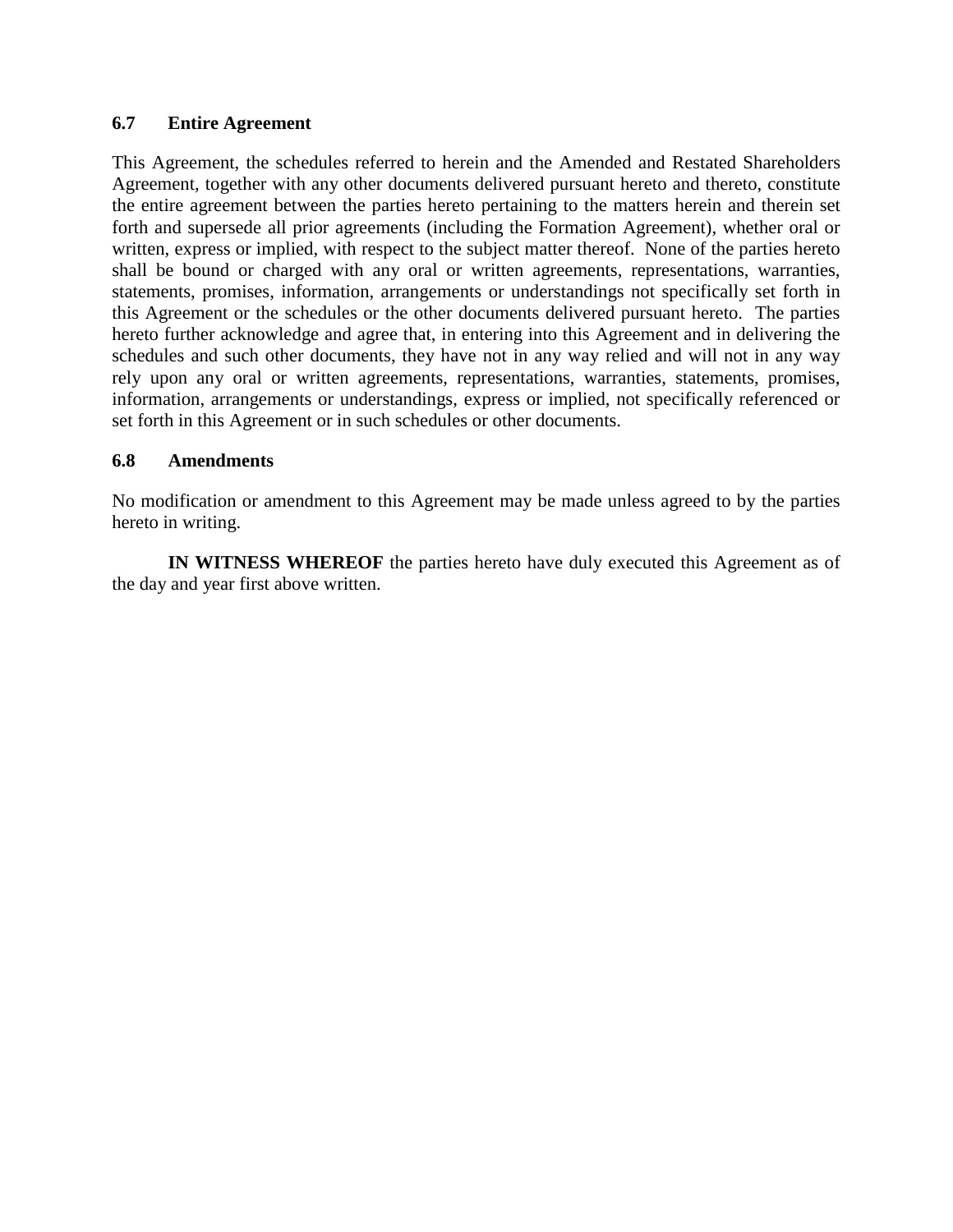### 6.7 Entire Agreement

This Agreement, the schedules referred to herein and the Amended and Restated Shareholders Agreement, together with any other documents delivered pursuant hereto and thereto, constitute the entire agreement between the parties hereto pertaining to the matters herein and therein set forth and supersede all prior agreements (including the Formation Agreement), whether oral or written, express or implied, with respect to the subject matter thereof. None of the parties hereto shall be bound or charged with any oral or written agreements, representations, warranties, statements, promises, information, arrangements or understandings not specifically set forth in this Agreement or the schedules or the other documents delivered pursuant hereto. The parties hereto further acknowledge and agree that, in entering into this Agreement and in delivering the schedules and such other documents, they have not in any way relied and will not in any way rely upon any oral or written agreements, representations, warranties, statements, promises, information, arrangements or understandings, express or implied, not specifically referenced or set forth in this Agreement or in such schedules or other documents.

### 6.8 Amendments

No modification or amendment to this Agreement may be made unless agreed to by the parties hereto in writing.

**IN WITNESS WHEREOF** the parties hereto have duly executed this Agreement as of the day and year first above written.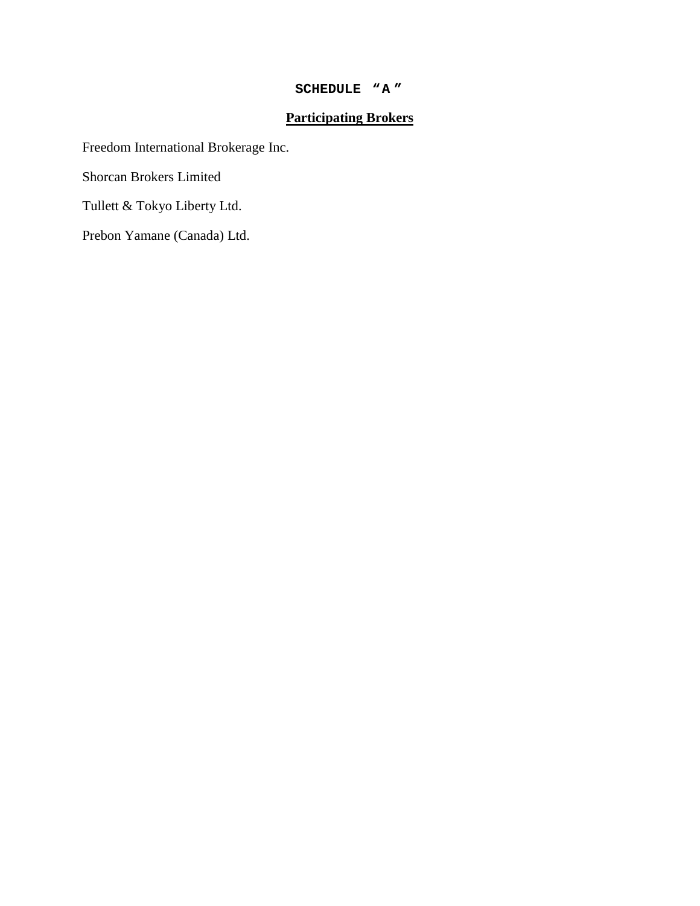# SCHEDULE "A"

## Participating Brokers

Freedom International Brokerage Inc.

Shorcan Brokers Limited

Tullett & Tokyo Liberty Ltd.

Prebon Yamane (Canada) Ltd.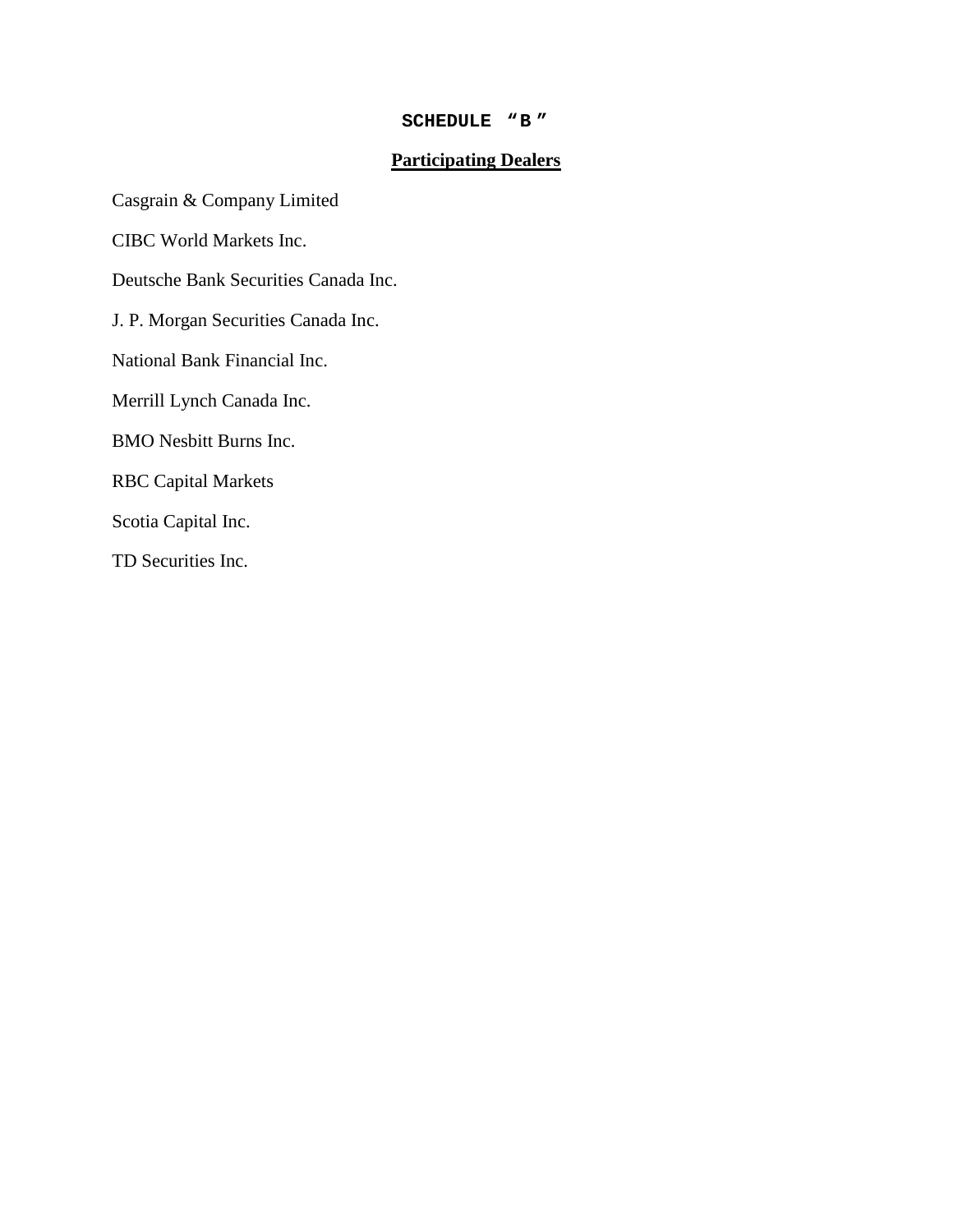# SCHEDULE "B"

## Participating Dealers

Casgrain & Company Limited

CIBC World Markets Inc.

Deutsche Bank Securities Canada Inc.

J. P. Morgan Securities Canada Inc.

National Bank Financial Inc.

Merrill Lynch Canada Inc.

BMO Nesbitt Burns Inc.

RBC Capital Markets

Scotia Capital Inc.

TD Securities Inc.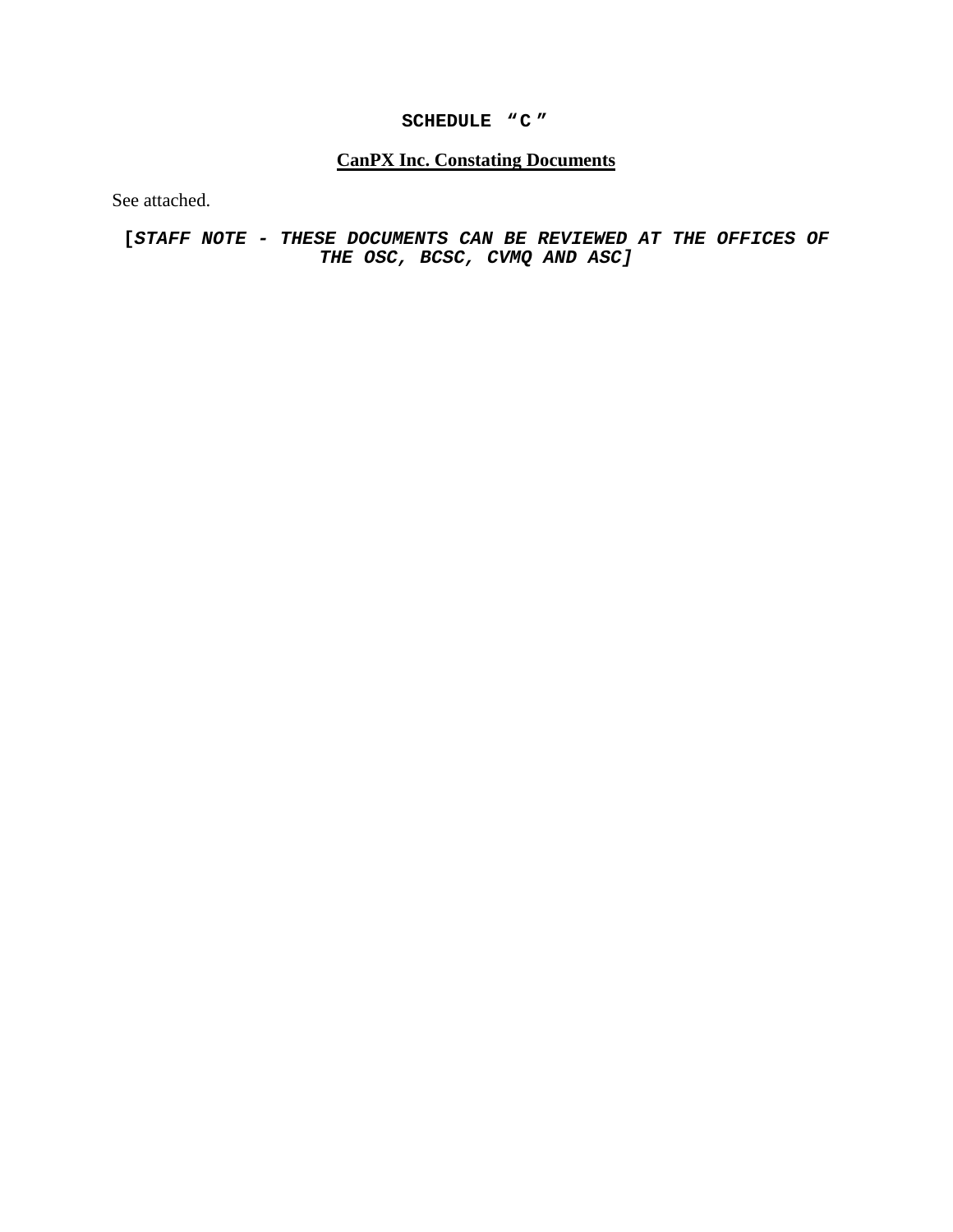**SCHEDULE "C"**

**CanPX Inc. Constating Documents**

See attached.

**[*STAFF NOTE - THESE DOCUMENTS CAN BE REVIEWED AT THE OFFICES OF THE OSC, BCSC, CVMQ AND ASC*]**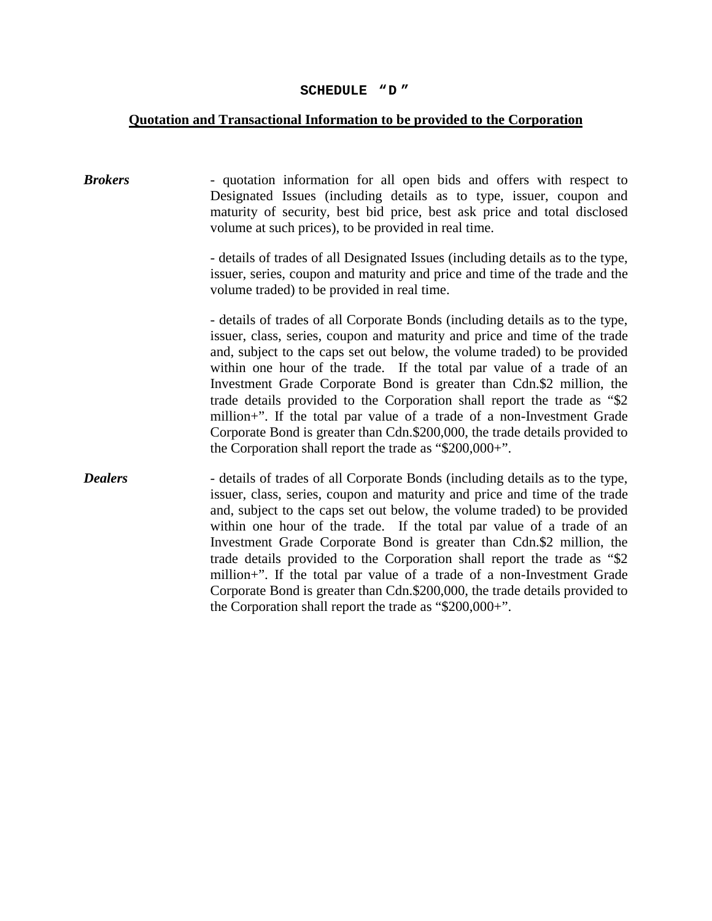# SCHEDULE "D"

## Quotation and Transactional Information to be provided to the Corporation

***Brokers***

- quotation information for all open bids and offers with respect to Designated Issues (including details as to type, issuer, coupon and maturity of security, best bid price, best ask price and total disclosed volume at such prices), to be provided in real time.

- details of trades of all Designated Issues (including details as to the type, issuer, series, coupon and maturity and price and time of the trade and the volume traded) to be provided in real time.

- details of trades of all Corporate Bonds (including details as to the type, issuer, class, series, coupon and maturity and price and time of the trade and, subject to the caps set out below, the volume traded) to be provided within one hour of the trade. If the total par value of a trade of an Investment Grade Corporate Bond is greater than Cdn.$2 million, the trade details provided to the Corporation shall report the trade as "$2 million+". If the total par value of a trade of a non-Investment Grade Corporate Bond is greater than Cdn.$200,000, the trade details provided to the Corporation shall report the trade as "$200,000+".

***Dealers***

- details of trades of all Corporate Bonds (including details as to the type, issuer, class, series, coupon and maturity and price and time of the trade and, subject to the caps set out below, the volume traded) to be provided within one hour of the trade. If the total par value of a trade of an Investment Grade Corporate Bond is greater than Cdn.$2 million, the trade details provided to the Corporation shall report the trade as "$2 million+". If the total par value of a trade of a non-Investment Grade Corporate Bond is greater than Cdn.$200,000, the trade details provided to the Corporation shall report the trade as "$200,000+".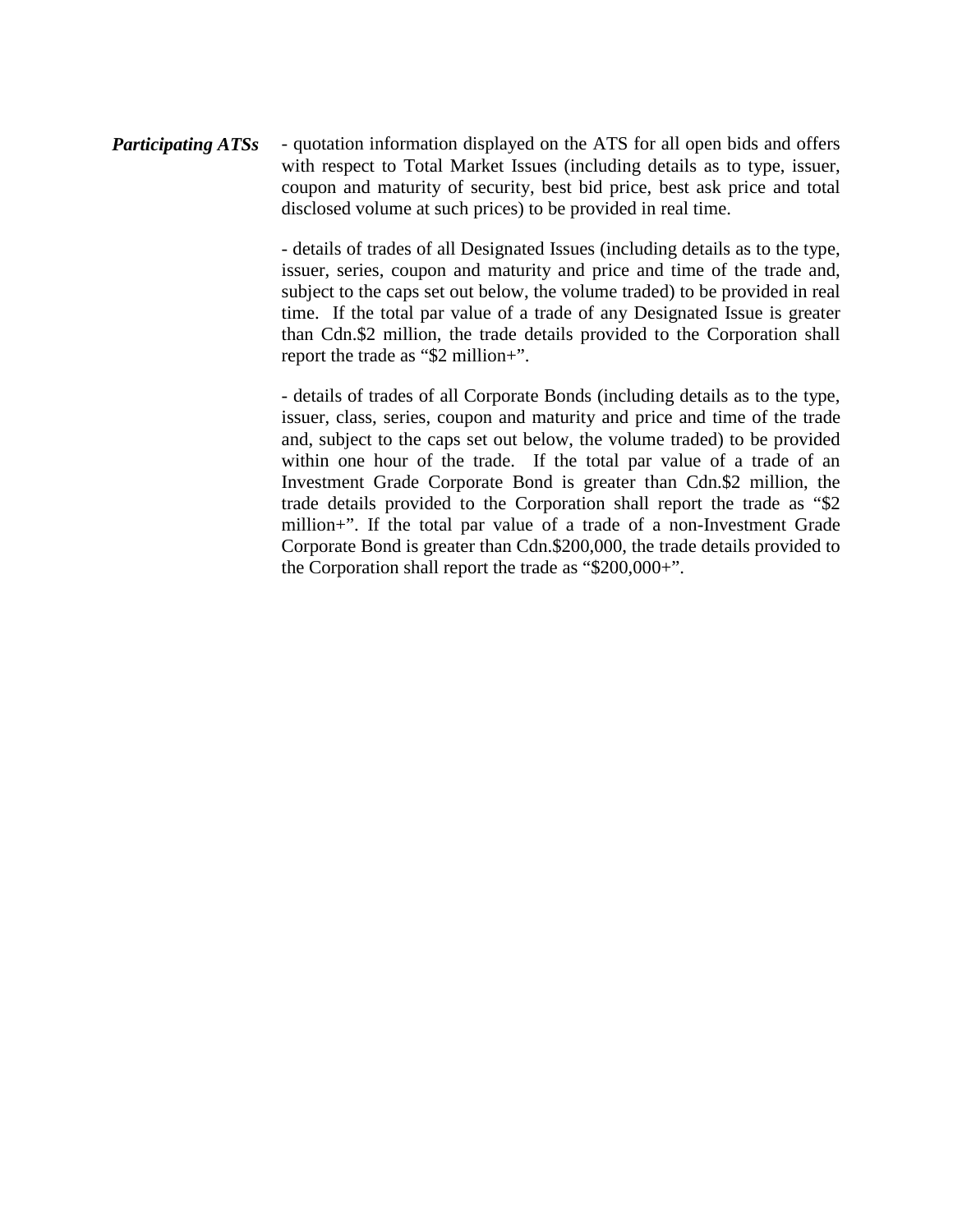***Participating ATSs***

- quotation information displayed on the ATS for all open bids and offers with respect to Total Market Issues (including details as to type, issuer, coupon and maturity of security, best bid price, best ask price and total disclosed volume at such prices) to be provided in real time.

- details of trades of all Designated Issues (including details as to the type, issuer, series, coupon and maturity and price and time of the trade and, subject to the caps set out below, the volume traded) to be provided in real time. If the total par value of a trade of any Designated Issue is greater than Cdn.$2 million, the trade details provided to the Corporation shall report the trade as "$2 million+".

- details of trades of all Corporate Bonds (including details as to the type, issuer, class, series, coupon and maturity and price and time of the trade and, subject to the caps set out below, the volume traded) to be provided within one hour of the trade. If the total par value of a trade of an Investment Grade Corporate Bond is greater than Cdn.$2 million, the trade details provided to the Corporation shall report the trade as "$2 million+". If the total par value of a trade of a non-Investment Grade Corporate Bond is greater than Cdn.$200,000, the trade details provided to the Corporation shall report the trade as "$200,000+".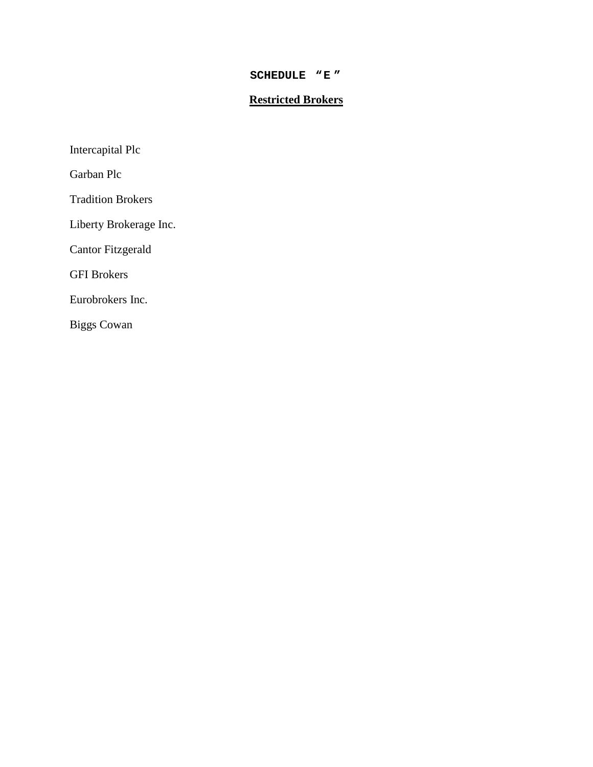# SCHEDULE "E"

## Restricted Brokers

Intercapital Plc

Garban Plc

Tradition Brokers

Liberty Brokerage Inc.

Cantor Fitzgerald

GFI Brokers

Eurobrokers Inc.

Biggs Cowan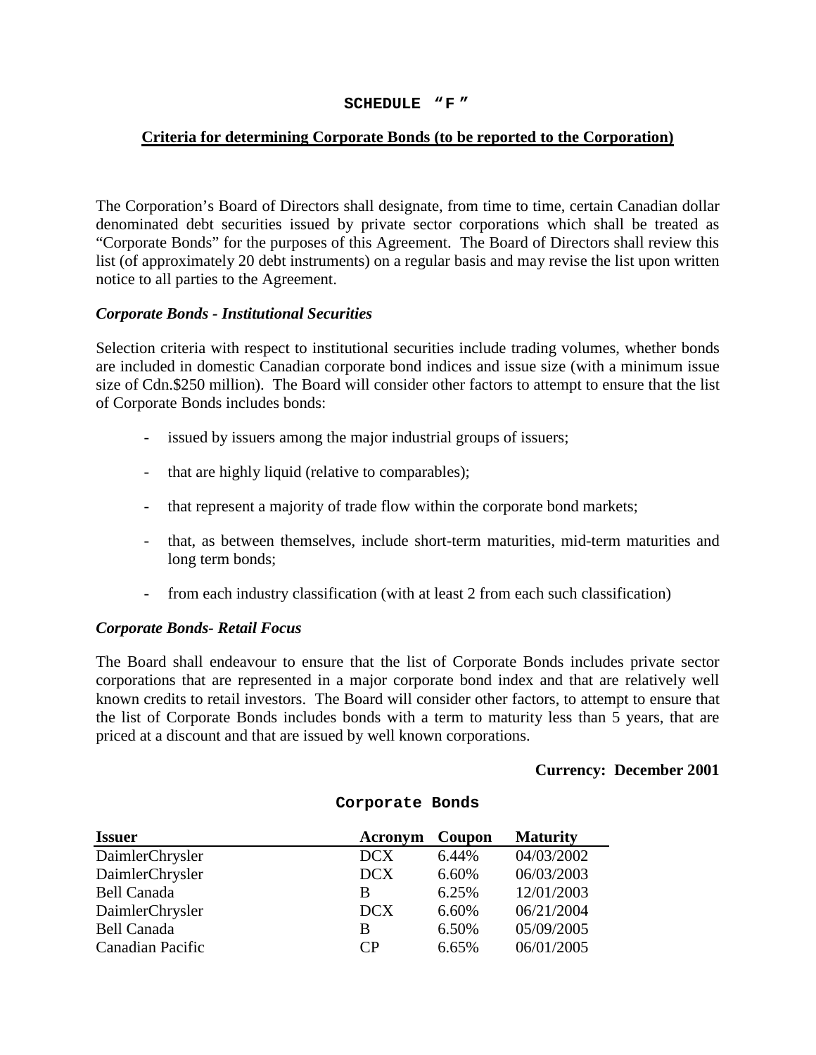# SCHEDULE "F"

## Criteria for determining Corporate Bonds (to be reported to the Corporation)

The Corporation's Board of Directors shall designate, from time to time, certain Canadian dollar denominated debt securities issued by private sector corporations which shall be treated as "Corporate Bonds" for the purposes of this Agreement. The Board of Directors shall review this list (of approximately 20 debt instruments) on a regular basis and may revise the list upon written notice to all parties to the Agreement.

***Corporate Bonds - Institutional Securities***

Selection criteria with respect to institutional securities include trading volumes, whether bonds are included in domestic Canadian corporate bond indices and issue size (with a minimum issue size of Cdn.$250 million). The Board will consider other factors to attempt to ensure that the list of Corporate Bonds includes bonds:

- issued by issuers among the major industrial groups of issuers;
- that are highly liquid (relative to comparables);
- that represent a majority of trade flow within the corporate bond markets;
- that, as between themselves, include short-term maturities, mid-term maturities and long term bonds;
- from each industry classification (with at least 2 from each such classification)

***Corporate Bonds- Retail Focus***

The Board shall endeavour to ensure that the list of Corporate Bonds includes private sector corporations that are represented in a major corporate bond index and that are relatively well known credits to retail investors. The Board will consider other factors, to attempt to ensure that the list of Corporate Bonds includes bonds with a term to maturity less than 5 years, that are priced at a discount and that are issued by well known corporations.

**Currency: December 2001**

**Corporate Bonds**

| Issuer | Acronym | Coupon | Maturity |
|---|---|---|---|
| DaimlerChrysler | DCX | 6.44% | 04/03/2002 |
| DaimlerChrysler | DCX | 6.60% | 06/03/2003 |
| Bell Canada | B | 6.25% | 12/01/2003 |
| DaimlerChrysler | DCX | 6.60% | 06/21/2004 |
| Bell Canada | B | 6.50% | 05/09/2005 |
| Canadian Pacific | CP | 6.65% | 06/01/2005 |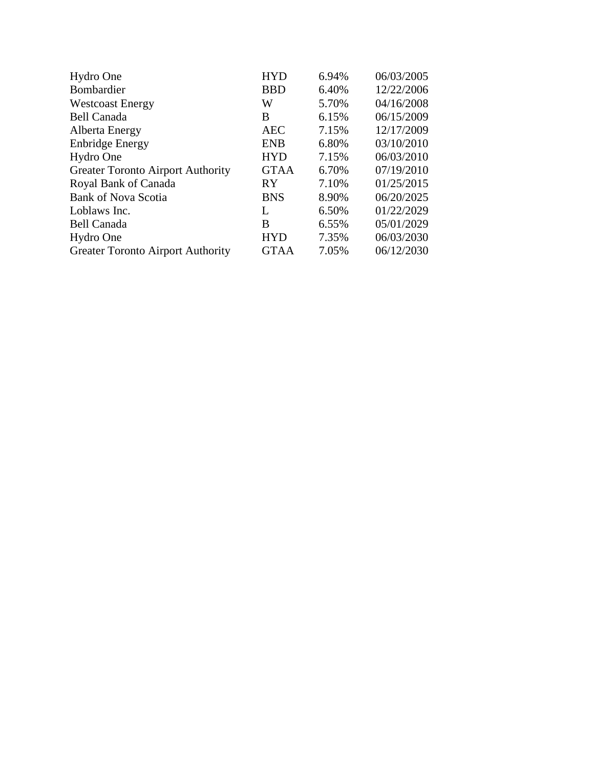| | | | |
|---|---|---|---|
| Hydro One | HYD | 6.94% | 06/03/2005 |
| Bombardier | BBD | 6.40% | 12/22/2006 |
| Westcoast Energy | W | 5.70% | 04/16/2008 |
| Bell Canada | B | 6.15% | 06/15/2009 |
| Alberta Energy | AEC | 7.15% | 12/17/2009 |
| Enbridge Energy | ENB | 6.80% | 03/10/2010 |
| Hydro One | HYD | 7.15% | 06/03/2010 |
| Greater Toronto Airport Authority | GTAA | 6.70% | 07/19/2010 |
| Royal Bank of Canada | RY | 7.10% | 01/25/2015 |
| Bank of Nova Scotia | BNS | 8.90% | 06/20/2025 |
| Loblaws Inc. | L | 6.50% | 01/22/2029 |
| Bell Canada | B | 6.55% | 05/01/2029 |
| Hydro One | HYD | 7.35% | 06/03/2030 |
| Greater Toronto Airport Authority | GTAA | 7.05% | 06/12/2030 |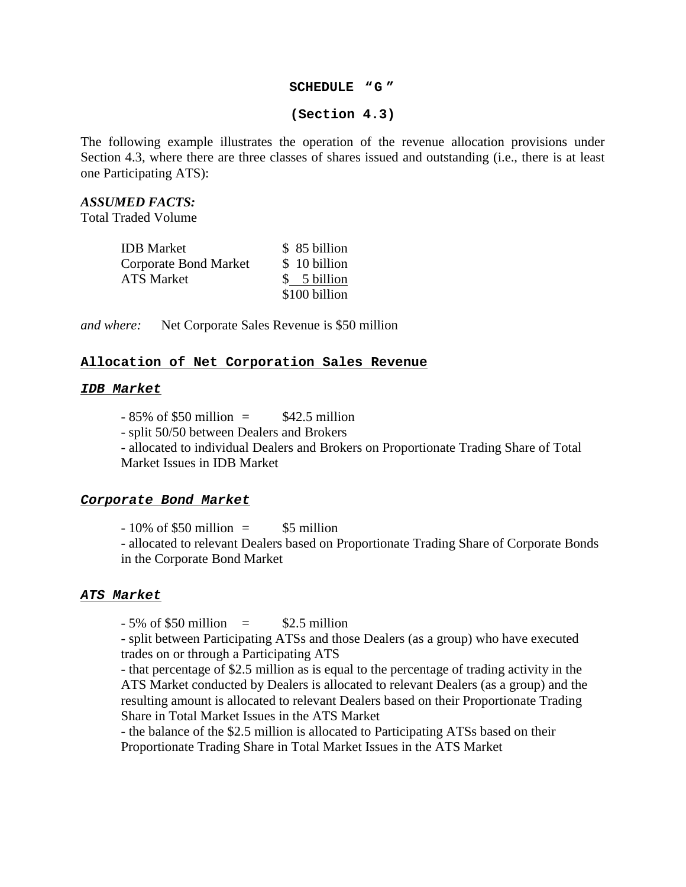**SCHEDULE “G”**

**(Section 4.3)**

The following example illustrates the operation of the revenue allocation provisions under Section 4.3, where there are three classes of shares issued and outstanding (i.e., there is at least one Participating ATS):

***ASSUMED FACTS:***
Total Traded Volume

| | |
|---|---|
| IDB Market | $ 85 billion |
| Corporate Bond Market | $ 10 billion |
| ATS Market | $ 5 billion |
| | $100 billion |

*and where:* Net Corporate Sales Revenue is $50 million

**Allocation of Net Corporation Sales Revenue**

***IDB Market***

- 85% of $50 million = $42.5 million
- split 50/50 between Dealers and Brokers
- allocated to individual Dealers and Brokers on Proportionate Trading Share of Total Market Issues in IDB Market

***Corporate Bond Market***

- 10% of $50 million = $5 million
- allocated to relevant Dealers based on Proportionate Trading Share of Corporate Bonds in the Corporate Bond Market

***ATS Market***

- 5% of $50 million = $2.5 million
- split between Participating ATSs and those Dealers (as a group) who have executed trades on or through a Participating ATS
- that percentage of $2.5 million as is equal to the percentage of trading activity in the ATS Market conducted by Dealers is allocated to relevant Dealers (as a group) and the resulting amount is allocated to relevant Dealers based on their Proportionate Trading Share in Total Market Issues in the ATS Market
- the balance of the $2.5 million is allocated to Participating ATSs based on their Proportionate Trading Share in Total Market Issues in the ATS Market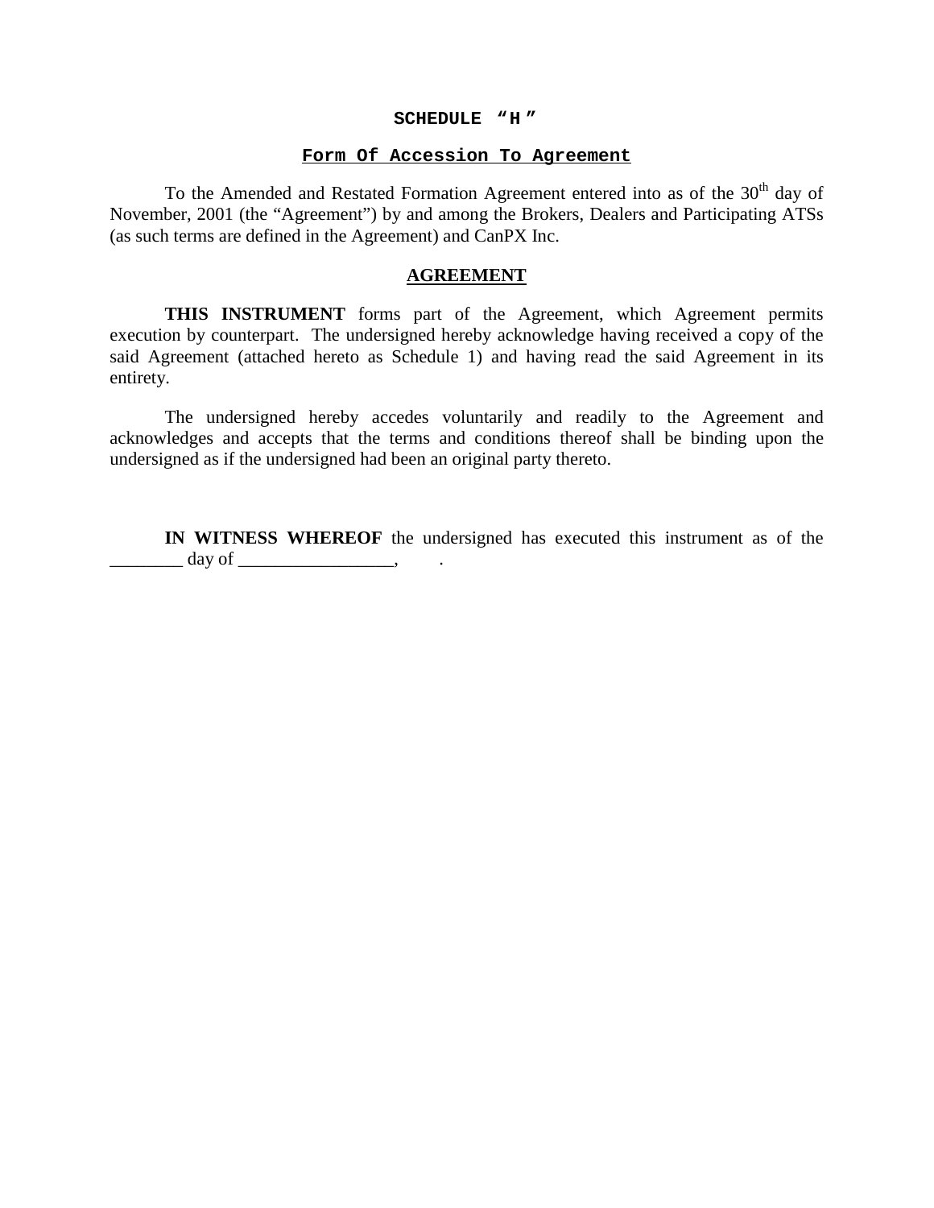## SCHEDULE "H"

### Form Of Accession To Agreement

To the Amended and Restated Formation Agreement entered into as of the 30th day of November, 2001 (the "Agreement") by and among the Brokers, Dealers and Participating ATSs (as such terms are defined in the Agreement) and CanPX Inc.

### AGREEMENT

**THIS INSTRUMENT** forms part of the Agreement, which Agreement permits execution by counterpart. The undersigned hereby acknowledge having received a copy of the said Agreement (attached hereto as Schedule 1) and having read the said Agreement in its entirety.

The undersigned hereby accedes voluntarily and readily to the Agreement and acknowledges and accepts that the terms and conditions thereof shall be binding upon the undersigned as if the undersigned had been an original party thereto.

**IN WITNESS WHEREOF** the undersigned has executed this instrument as of the ________ day of _________________, .